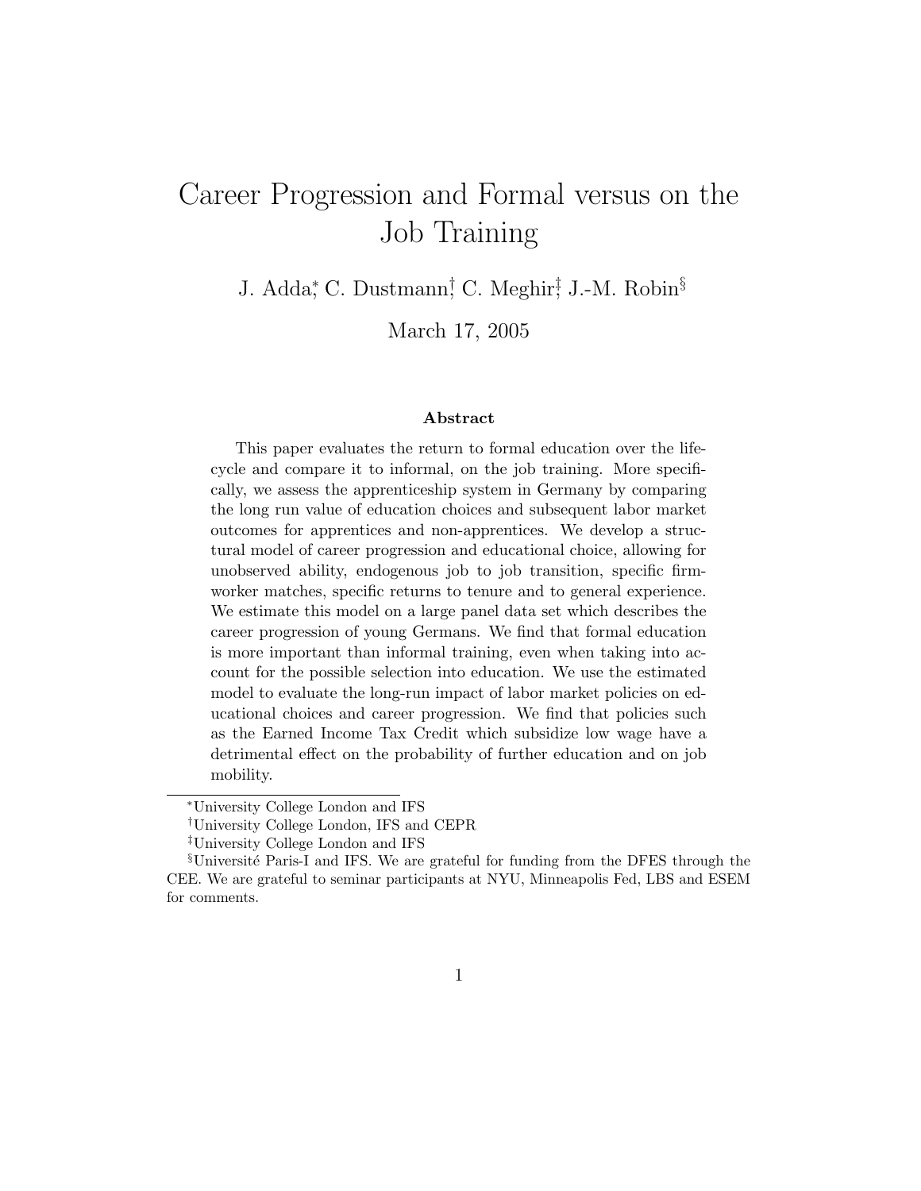# Career Progression and Formal versus on the Job Training

J. Adda[*], C. Dustmann[†], C. Meghir[‡], J.-M. Robin[§]

March 17, 2005

### Abstract

This paper evaluates the return to formal education over the life-cycle and compare it to informal, on the job training. More specifically, we assess the apprenticeship system in Germany by comparing the long run value of education choices and subsequent labor market outcomes for apprentices and non-apprentices. We develop a structural model of career progression and educational choice, allowing for unobserved ability, endogenous job to job transition, specific firm-worker matches, specific returns to tenure and to general experience. We estimate this model on a large panel data set which describes the career progression of young Germans. We find that formal education is more important than informal training, even when taking into account for the possible selection into education. We use the estimated model to evaluate the long-run impact of labor market policies on educational choices and career progression. We find that policies such as the Earned Income Tax Credit which subsidize low wage have a detrimental effect on the probability of further education and on job mobility.

---

[*] University College London and IFS

[†] University College London, IFS and CEPR

[‡] University College London and IFS

[§] Université Paris-I and IFS. We are grateful for funding from the DFES through the CEE. We are grateful to seminar participants at NYU, Minneapolis Fed, LBS and ESEM for comments.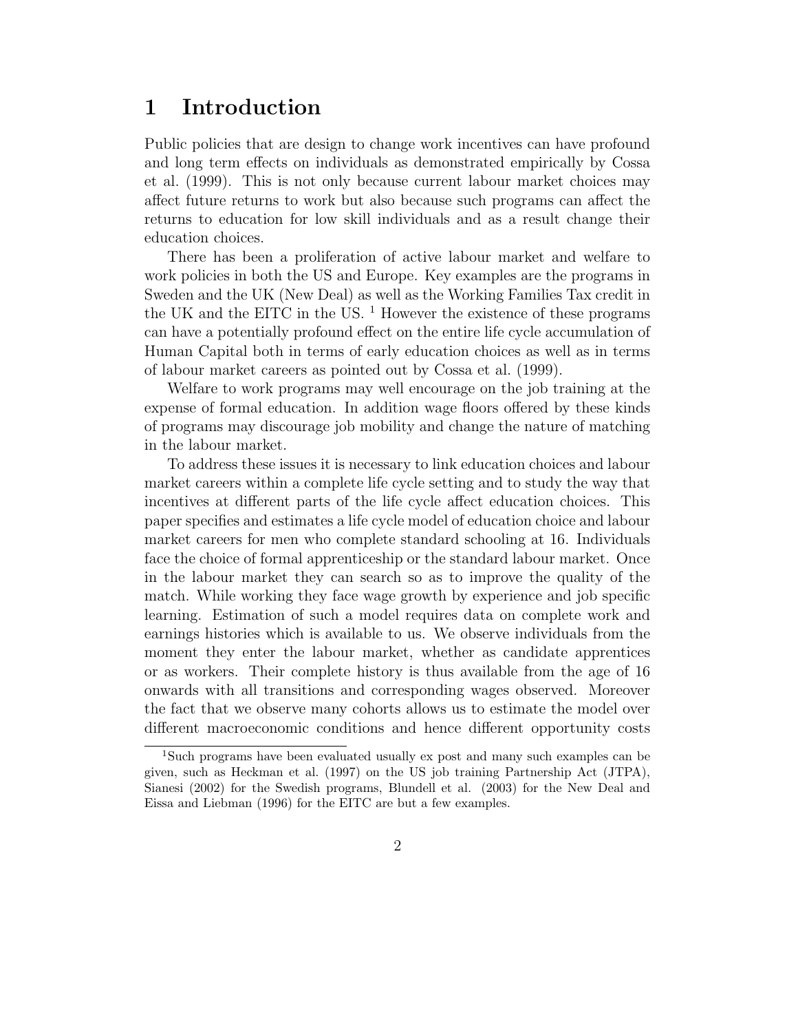# 1 Introduction

Public policies that are design to change work incentives can have profound and long term effects on individuals as demonstrated empirically by Cossa et al. (1999). This is not only because current labour market choices may affect future returns to work but also because such programs can affect the returns to education for low skill individuals and as a result change their education choices.

There has been a proliferation of active labour market and welfare to work policies in both the US and Europe. Key examples are the programs in Sweden and the UK (New Deal) as well as the Working Families Tax credit in the UK and the EITC in the US. [1] However the existence of these programs can have a potentially profound effect on the entire life cycle accumulation of Human Capital both in terms of early education choices as well as in terms of labour market careers as pointed out by Cossa et al. (1999).

Welfare to work programs may well encourage on the job training at the expense of formal education. In addition wage floors offered by these kinds of programs may discourage job mobility and change the nature of matching in the labour market.

To address these issues it is necessary to link education choices and labour market careers within a complete life cycle setting and to study the way that incentives at different parts of the life cycle affect education choices. This paper specifies and estimates a life cycle model of education choice and labour market careers for men who complete standard schooling at 16. Individuals face the choice of formal apprenticeship or the standard labour market. Once in the labour market they can search so as to improve the quality of the match. While working they face wage growth by experience and job specific learning. Estimation of such a model requires data on complete work and earnings histories which is available to us. We observe individuals from the moment they enter the labour market, whether as candidate apprentices or as workers. Their complete history is thus available from the age of 16 onwards with all transitions and corresponding wages observed. Moreover the fact that we observe many cohorts allows us to estimate the model over different macroeconomic conditions and hence different opportunity costs

[1] Such programs have been evaluated usually ex post and many such examples can be given, such as Heckman et al. (1997) on the US job training Partnership Act (JTPA), Sianesi (2002) for the Swedish programs, Blundell et al. (2003) for the New Deal and Eissa and Liebman (1996) for the EITC are but a few examples.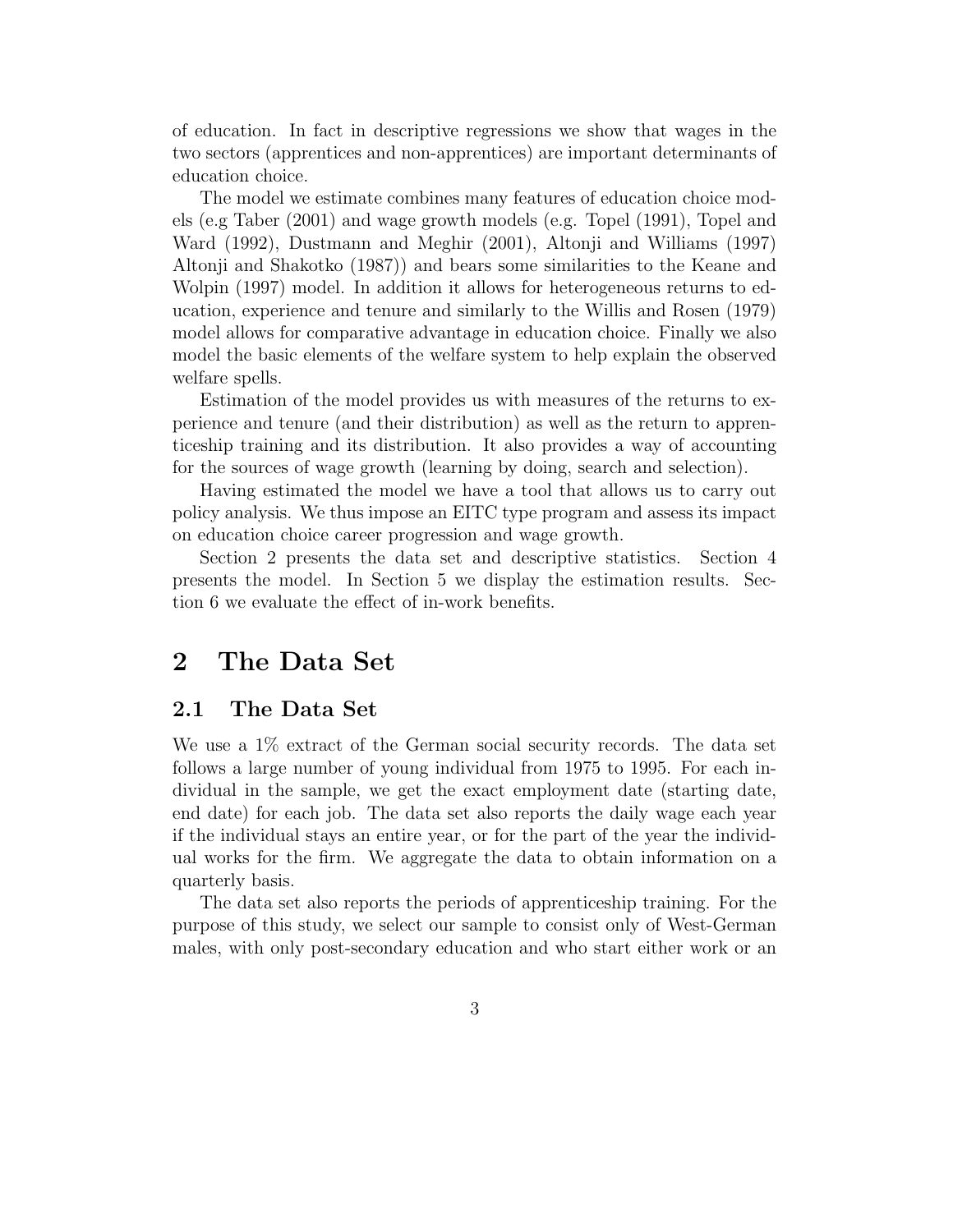of education. In fact in descriptive regressions we show that wages in the two sectors (apprentices and non-apprentices) are important determinants of education choice.

The model we estimate combines many features of education choice models (e.g Taber (2001) and wage growth models (e.g. Topel (1991), Topel and Ward (1992), Dustmann and Meghir (2001), Altonji and Williams (1997) Altonji and Shakotko (1987)) and bears some similarities to the Keane and Wolpin (1997) model. In addition it allows for heterogeneous returns to education, experience and tenure and similarly to the Willis and Rosen (1979) model allows for comparative advantage in education choice. Finally we also model the basic elements of the welfare system to help explain the observed welfare spells.

Estimation of the model provides us with measures of the returns to experience and tenure (and their distribution) as well as the return to apprenticeship training and its distribution. It also provides a way of accounting for the sources of wage growth (learning by doing, search and selection).

Having estimated the model we have a tool that allows us to carry out policy analysis. We thus impose an EITC type program and assess its impact on education choice career progression and wage growth.

Section 2 presents the data set and descriptive statistics. Section 4 presents the model. In Section 5 we display the estimation results. Section 6 we evaluate the effect of in-work benefits.

# 2 The Data Set

## 2.1 The Data Set

We use a 1% extract of the German social security records. The data set follows a large number of young individual from 1975 to 1995. For each individual in the sample, we get the exact employment date (starting date, end date) for each job. The data set also reports the daily wage each year if the individual stays an entire year, or for the part of the year the individual works for the firm. We aggregate the data to obtain information on a quarterly basis.

The data set also reports the periods of apprenticeship training. For the purpose of this study, we select our sample to consist only of West-German males, with only post-secondary education and who start either work or an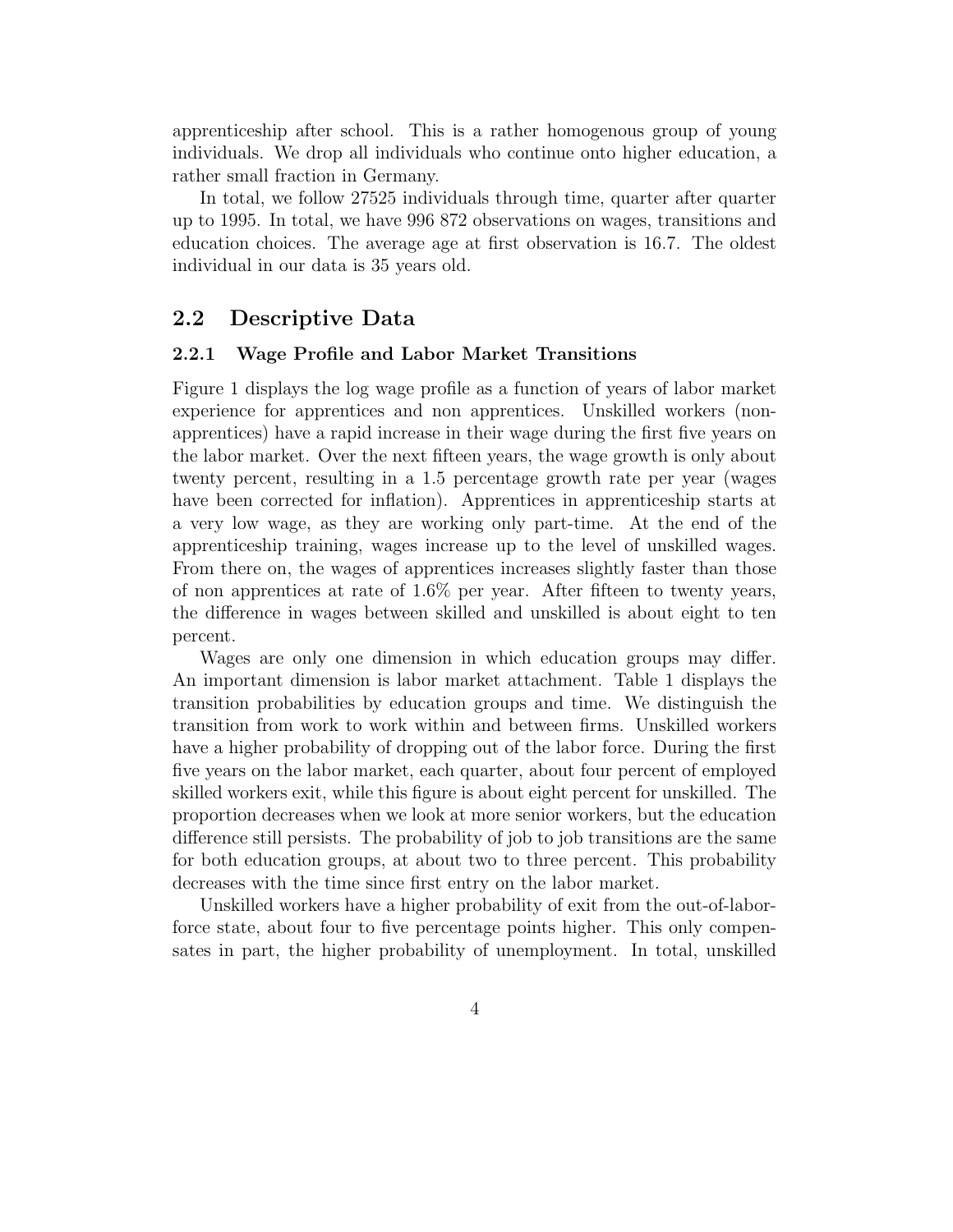apprenticeship after school. This is a rather homogenous group of young individuals. We drop all individuals who continue onto higher education, a rather small fraction in Germany.

In total, we follow 27525 individuals through time, quarter after quarter up to 1995. In total, we have 996 872 observations on wages, transitions and education choices. The average age at first observation is 16.7. The oldest individual in our data is 35 years old.

## 2.2 Descriptive Data

### 2.2.1 Wage Profile and Labor Market Transitions

Figure 1 displays the log wage profile as a function of years of labor market experience for apprentices and non apprentices. Unskilled workers (non-apprentices) have a rapid increase in their wage during the first five years on the labor market. Over the next fifteen years, the wage growth is only about twenty percent, resulting in a 1.5 percentage growth rate per year (wages have been corrected for inflation). Apprentices in apprenticeship starts at a very low wage, as they are working only part-time. At the end of the apprenticeship training, wages increase up to the level of unskilled wages. From there on, the wages of apprentices increases slightly faster than those of non apprentices at rate of 1.6% per year. After fifteen to twenty years, the difference in wages between skilled and unskilled is about eight to ten percent.

Wages are only one dimension in which education groups may differ. An important dimension is labor market attachment. Table 1 displays the transition probabilities by education groups and time. We distinguish the transition from work to work within and between firms. Unskilled workers have a higher probability of dropping out of the labor force. During the first five years on the labor market, each quarter, about four percent of employed skilled workers exit, while this figure is about eight percent for unskilled. The proportion decreases when we look at more senior workers, but the education difference still persists. The probability of job to job transitions are the same for both education groups, at about two to three percent. This probability decreases with the time since first entry on the labor market.

Unskilled workers have a higher probability of exit from the out-of-labor-force state, about four to five percentage points higher. This only compensates in part, the higher probability of unemployment. In total, unskilled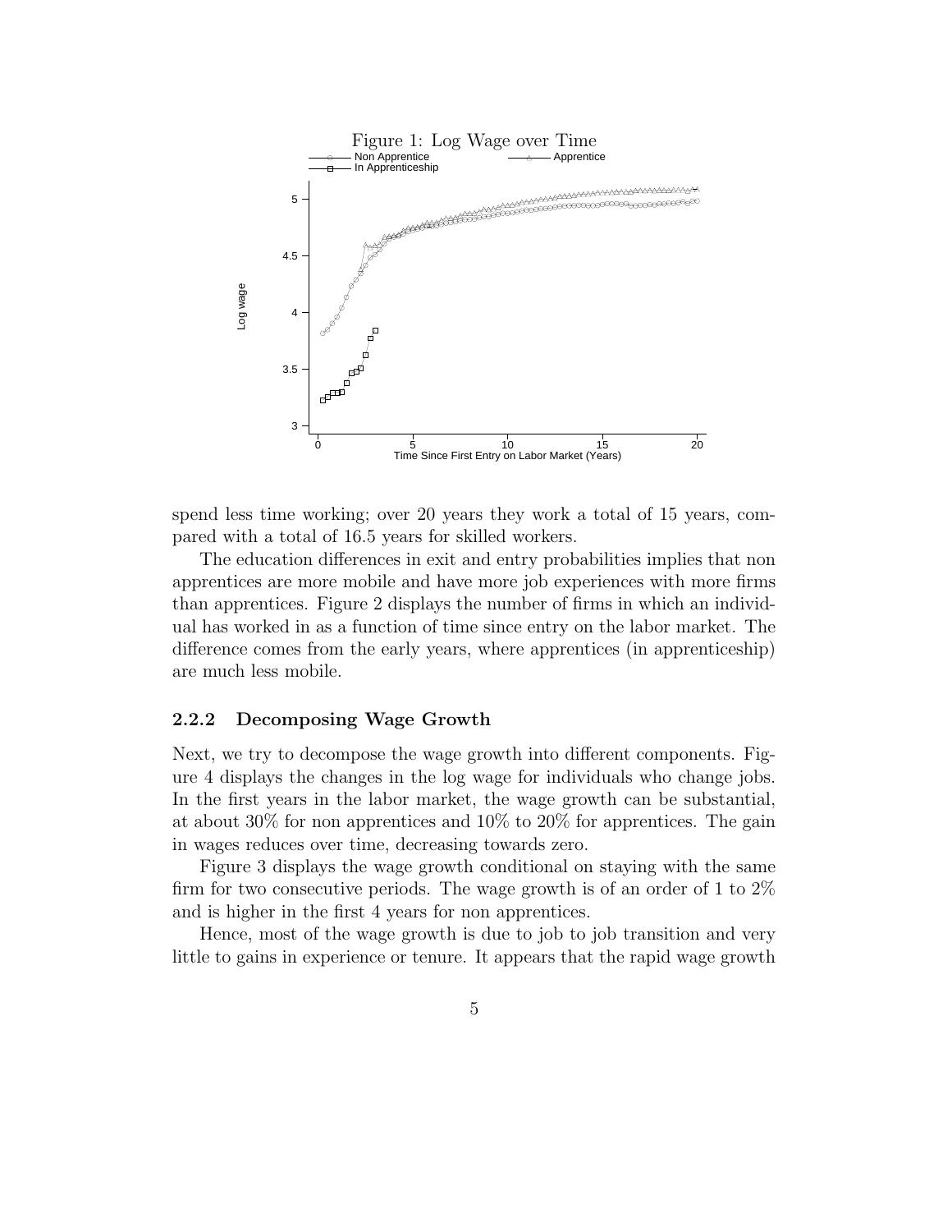Figure 1: Log Wage over Time

spend less time working; over 20 years they work a total of 15 years, compared with a total of 16.5 years for skilled workers.

The education differences in exit and entry probabilities implies that non apprentices are more mobile and have more job experiences with more firms than apprentices. Figure 2 displays the number of firms in which an individual has worked in as a function of time since entry on the labor market. The difference comes from the early years, where apprentices (in apprenticeship) are much less mobile.

### 2.2.2 Decomposing Wage Growth

Next, we try to decompose the wage growth into different components. Figure 4 displays the changes in the log wage for individuals who change jobs. In the first years in the labor market, the wage growth can be substantial, at about 30% for non apprentices and 10% to 20% for apprentices. The gain in wages reduces over time, decreasing towards zero.

Figure 3 displays the wage growth conditional on staying with the same firm for two consecutive periods. The wage growth is of an order of 1 to 2% and is higher in the first 4 years for non apprentices.

Hence, most of the wage growth is due to job to job transition and very little to gains in experience or tenure. It appears that the rapid wage growth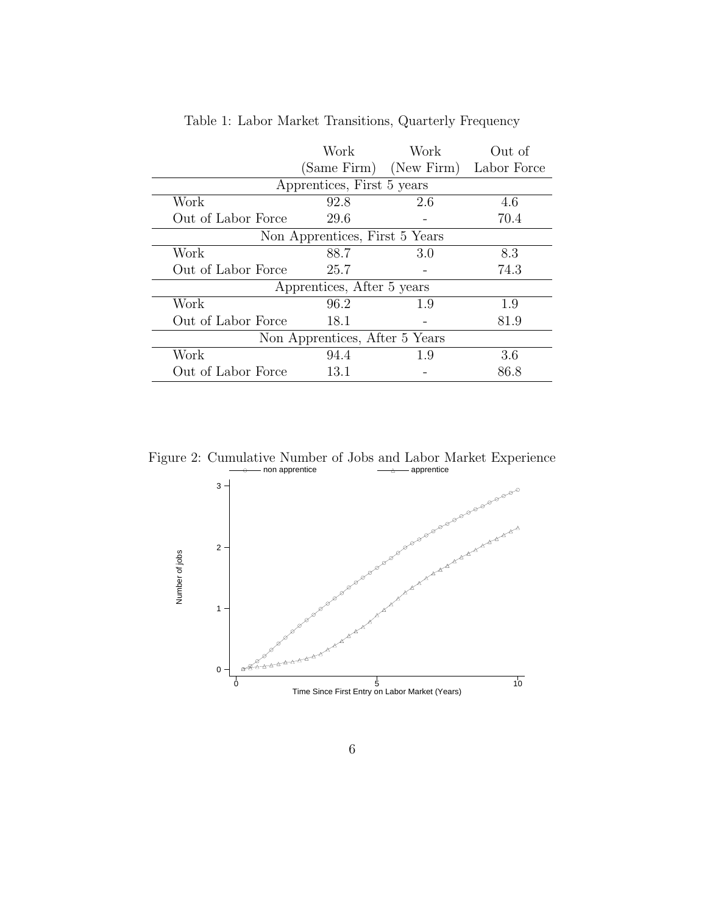Table 1: Labor Market Transitions, Quarterly Frequency

| | Work (Same Firm) | Work (New Firm) | Out of Labor Force |
|---|---|---|---|
| **Apprentices, First 5 years** | | | |
| Work | 92.8 | 2.6 | 4.6 |
| Out of Labor Force | 29.6 | - | 70.4 |
| **Non Apprentices, First 5 Years** | | | |
| Work | 88.7 | 3.0 | 8.3 |
| Out of Labor Force | 25.7 | - | 74.3 |
| **Apprentices, After 5 years** | | | |
| Work | 96.2 | 1.9 | 1.9 |
| Out of Labor Force | 18.1 | - | 81.9 |
| **Non Apprentices, After 5 Years** | | | |
| Work | 94.4 | 1.9 | 3.6 |
| Out of Labor Force | 13.1 | - | 86.8 |

Figure 2: Cumulative Number of Jobs and Labor Market Experience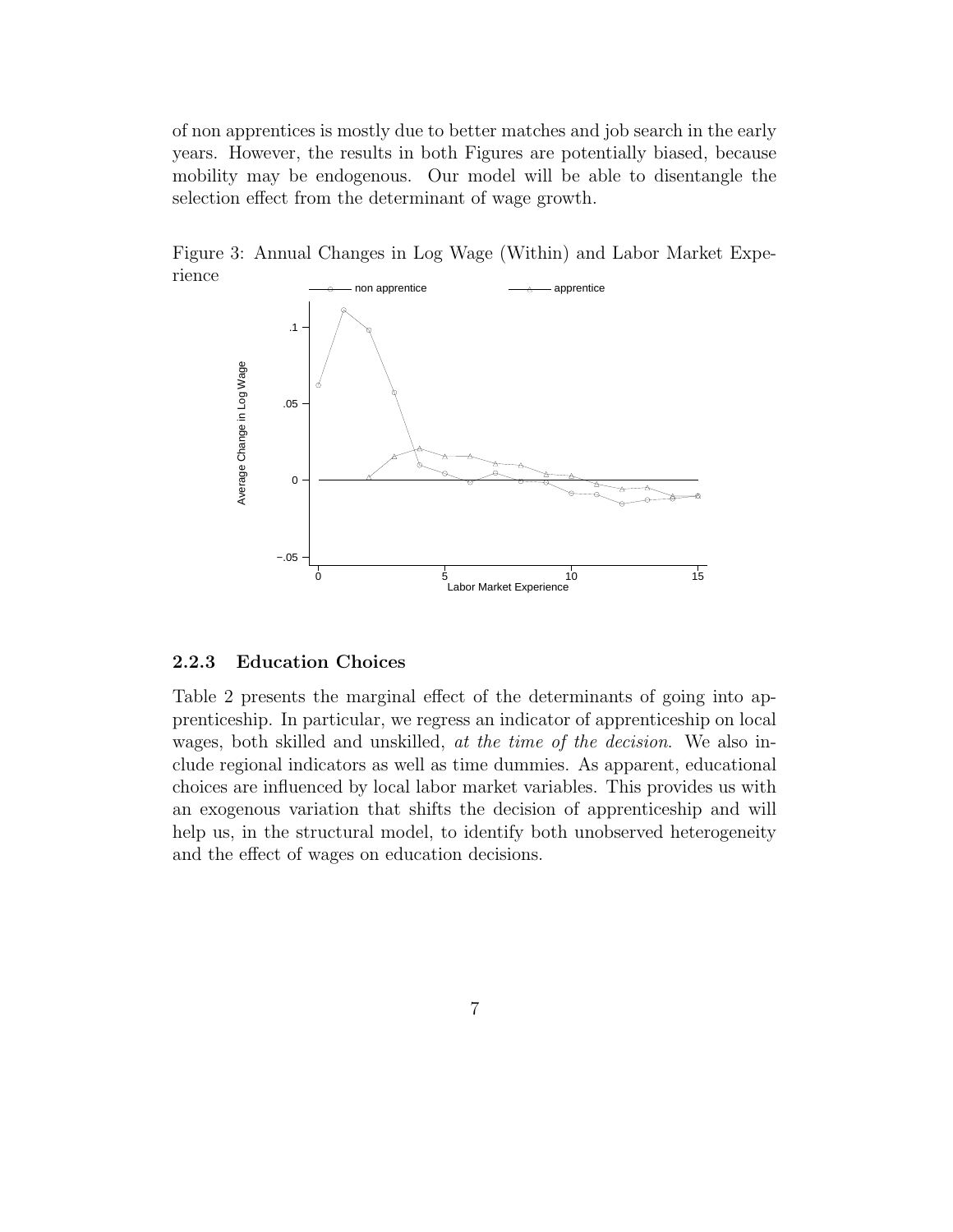of non apprentices is mostly due to better matches and job search in the early years. However, the results in both Figures are potentially biased, because mobility may be endogenous. Our model will be able to disentangle the selection effect from the determinant of wage growth.

Figure 3: Annual Changes in Log Wage (Within) and Labor Market Experience

### 2.2.3 Education Choices

Table 2 presents the marginal effect of the determinants of going into apprenticeship. In particular, we regress an indicator of apprenticeship on local wages, both skilled and unskilled, *at the time of the decision*. We also include regional indicators as well as time dummies. As apparent, educational choices are influenced by local labor market variables. This provides us with an exogenous variation that shifts the decision of apprenticeship and will help us, in the structural model, to identify both unobserved heterogeneity and the effect of wages on education decisions.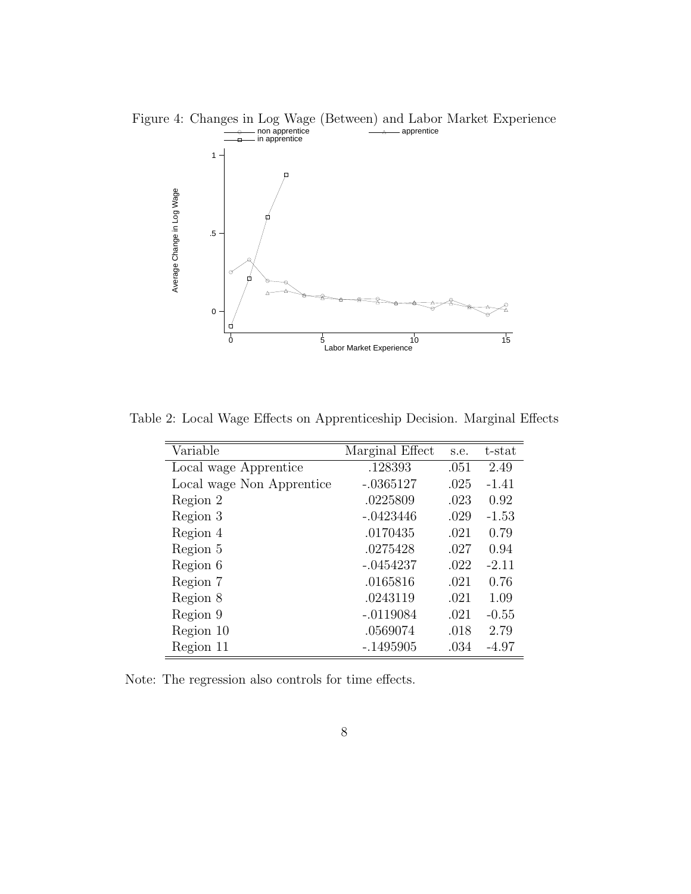Figure 4: Changes in Log Wage (Between) and Labor Market Experience

Table 2: Local Wage Effects on Apprenticeship Decision. Marginal Effects

| Variable | Marginal Effect | s.e. | t-stat |
|---|---|---|---|
| Local wage Apprentice | .128393 | .051 | 2.49 |
| Local wage Non Apprentice | -.0365127 | .025 | -1.41 |
| Region 2 | .0225809 | .023 | 0.92 |
| Region 3 | -.0423446 | .029 | -1.53 |
| Region 4 | .0170435 | .021 | 0.79 |
| Region 5 | .0275428 | .027 | 0.94 |
| Region 6 | -.0454237 | .022 | -2.11 |
| Region 7 | .0165816 | .021 | 0.76 |
| Region 8 | .0243119 | .021 | 1.09 |
| Region 9 | -.0119084 | .021 | -0.55 |
| Region 10 | .0569074 | .018 | 2.79 |
| Region 11 | -.1495905 | .034 | -4.97 |

Note: The regression also controls for time effects.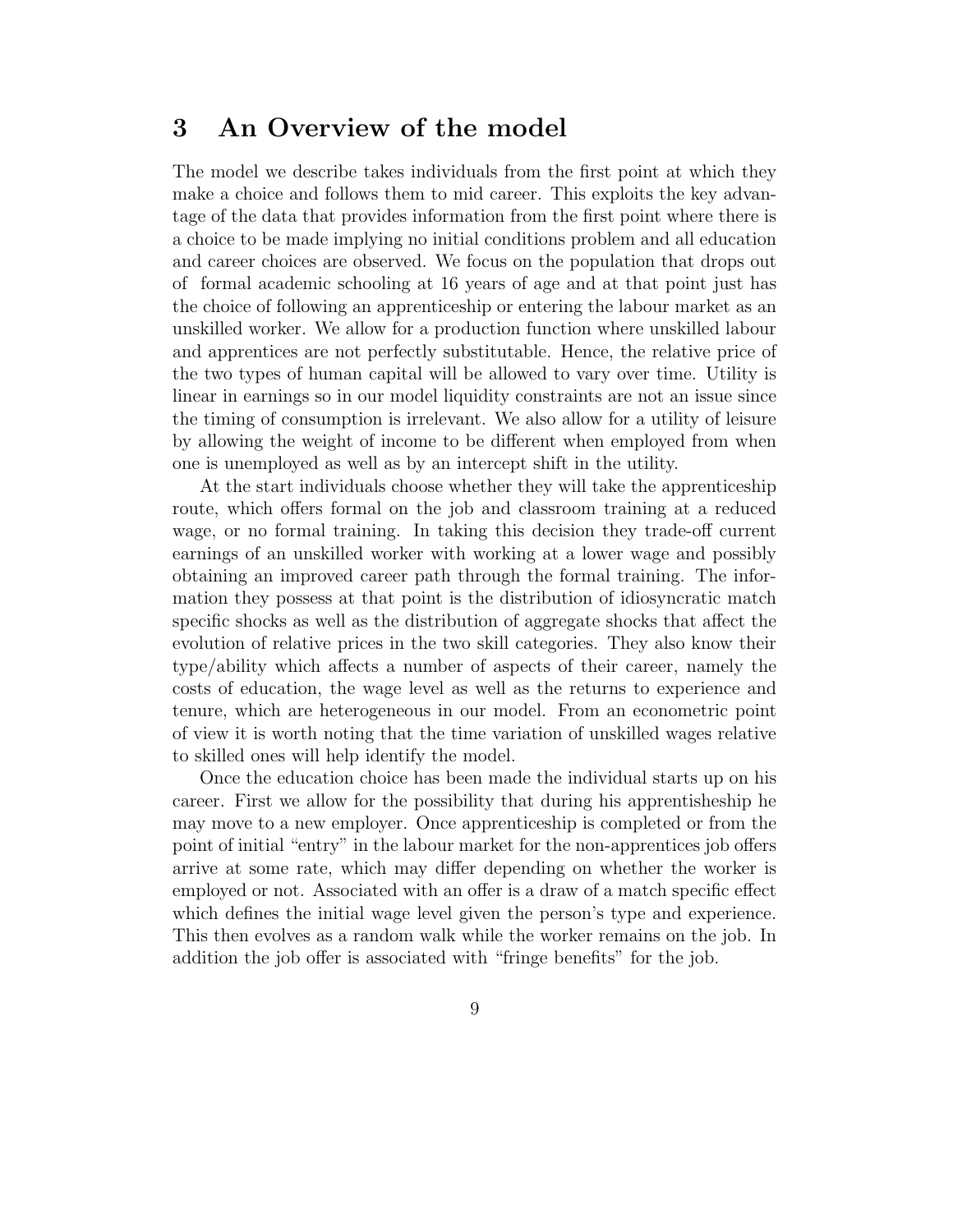## 3 An Overview of the model

The model we describe takes individuals from the first point at which they make a choice and follows them to mid career. This exploits the key advantage of the data that provides information from the first point where there is a choice to be made implying no initial conditions problem and all education and career choices are observed. We focus on the population that drops out of formal academic schooling at 16 years of age and at that point just has the choice of following an apprenticeship or entering the labour market as an unskilled worker. We allow for a production function where unskilled labour and apprentices are not perfectly substitutable. Hence, the relative price of the two types of human capital will be allowed to vary over time. Utility is linear in earnings so in our model liquidity constraints are not an issue since the timing of consumption is irrelevant. We also allow for a utility of leisure by allowing the weight of income to be different when employed from when one is unemployed as well as by an intercept shift in the utility.

At the start individuals choose whether they will take the apprenticeship route, which offers formal on the job and classroom training at a reduced wage, or no formal training. In taking this decision they trade-off current earnings of an unskilled worker with working at a lower wage and possibly obtaining an improved career path through the formal training. The information they possess at that point is the distribution of idiosyncratic match specific shocks as well as the distribution of aggregate shocks that affect the evolution of relative prices in the two skill categories. They also know their type/ability which affects a number of aspects of their career, namely the costs of education, the wage level as well as the returns to experience and tenure, which are heterogeneous in our model. From an econometric point of view it is worth noting that the time variation of unskilled wages relative to skilled ones will help identify the model.

Once the education choice has been made the individual starts up on his career. First we allow for the possibility that during his apprentisheship he may move to a new employer. Once apprenticeship is completed or from the point of initial "entry" in the labour market for the non-apprentices job offers arrive at some rate, which may differ depending on whether the worker is employed or not. Associated with an offer is a draw of a match specific effect which defines the initial wage level given the person's type and experience. This then evolves as a random walk while the worker remains on the job. In addition the job offer is associated with "fringe benefits" for the job.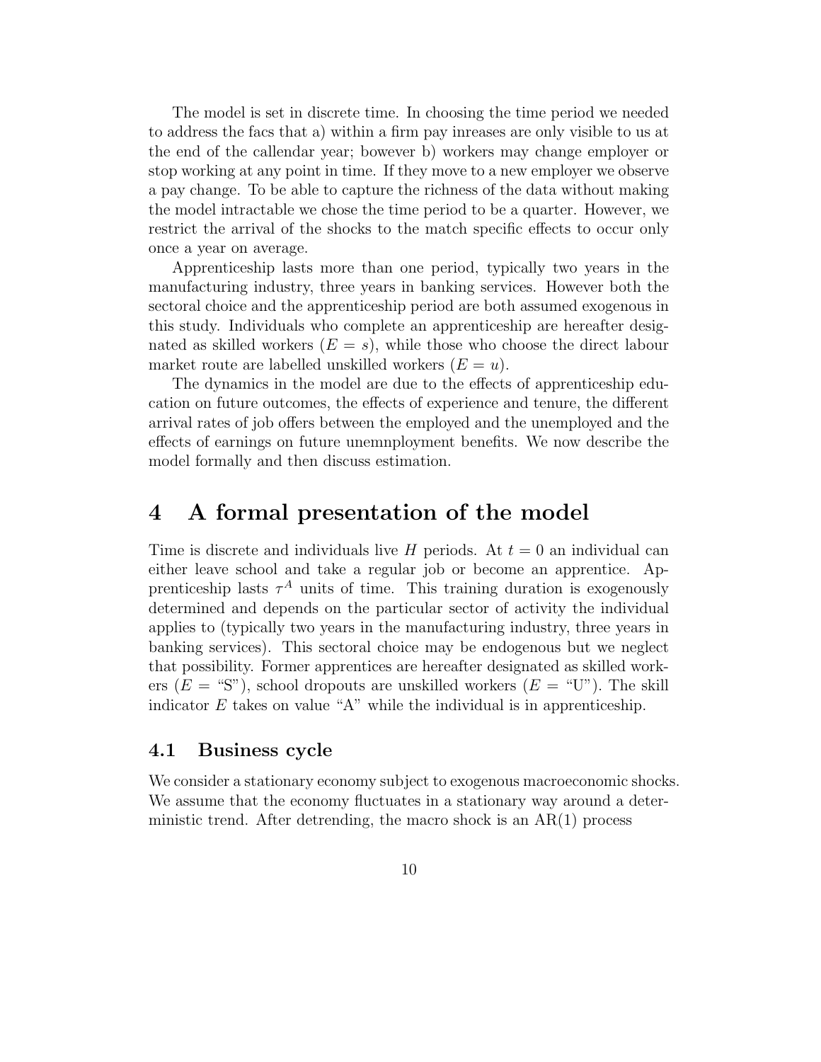The model is set in discrete time. In choosing the time period we needed to address the facs that a) within a firm pay inreases are only visible to us at the end of the callendar year; bowever b) workers may change employer or stop working at any point in time. If they move to a new employer we observe a pay change. To be able to capture the richness of the data without making the model intractable we chose the time period to be a quarter. However, we restrict the arrival of the shocks to the match specific effects to occur only once a year on average.

Apprenticeship lasts more than one period, typically two years in the manufacturing industry, three years in banking services. However both the sectoral choice and the apprenticeship period are both assumed exogenous in this study. Individuals who complete an apprenticeship are hereafter designated as skilled workers ($E = s$), while those who choose the direct labour market route are labelled unskilled workers ($E = u$).

The dynamics in the model are due to the effects of apprenticeship education on future outcomes, the effects of experience and tenure, the different arrival rates of job offers between the employed and the unemployed and the effects of earnings on future unemnployment benefits. We now describe the model formally and then discuss estimation.

# 4 A formal presentation of the model

Time is discrete and individuals live $H$ periods. At $t = 0$ an individual can either leave school and take a regular job or become an apprentice. Apprenticeship lasts $\tau^A$ units of time. This training duration is exogenously determined and depends on the particular sector of activity the individual applies to (typically two years in the manufacturing industry, three years in banking services). This sectoral choice may be endogenous but we neglect that possibility. Former apprentices are hereafter designated as skilled workers ($E =$ "S"), school dropouts are unskilled workers ($E =$ "U"). The skill indicator $E$ takes on value "A" while the individual is in apprenticeship.

## 4.1 Business cycle

We consider a stationary economy subject to exogenous macroeconomic shocks. We assume that the economy fluctuates in a stationary way around a deterministic trend. After detrending, the macro shock is an AR(1) process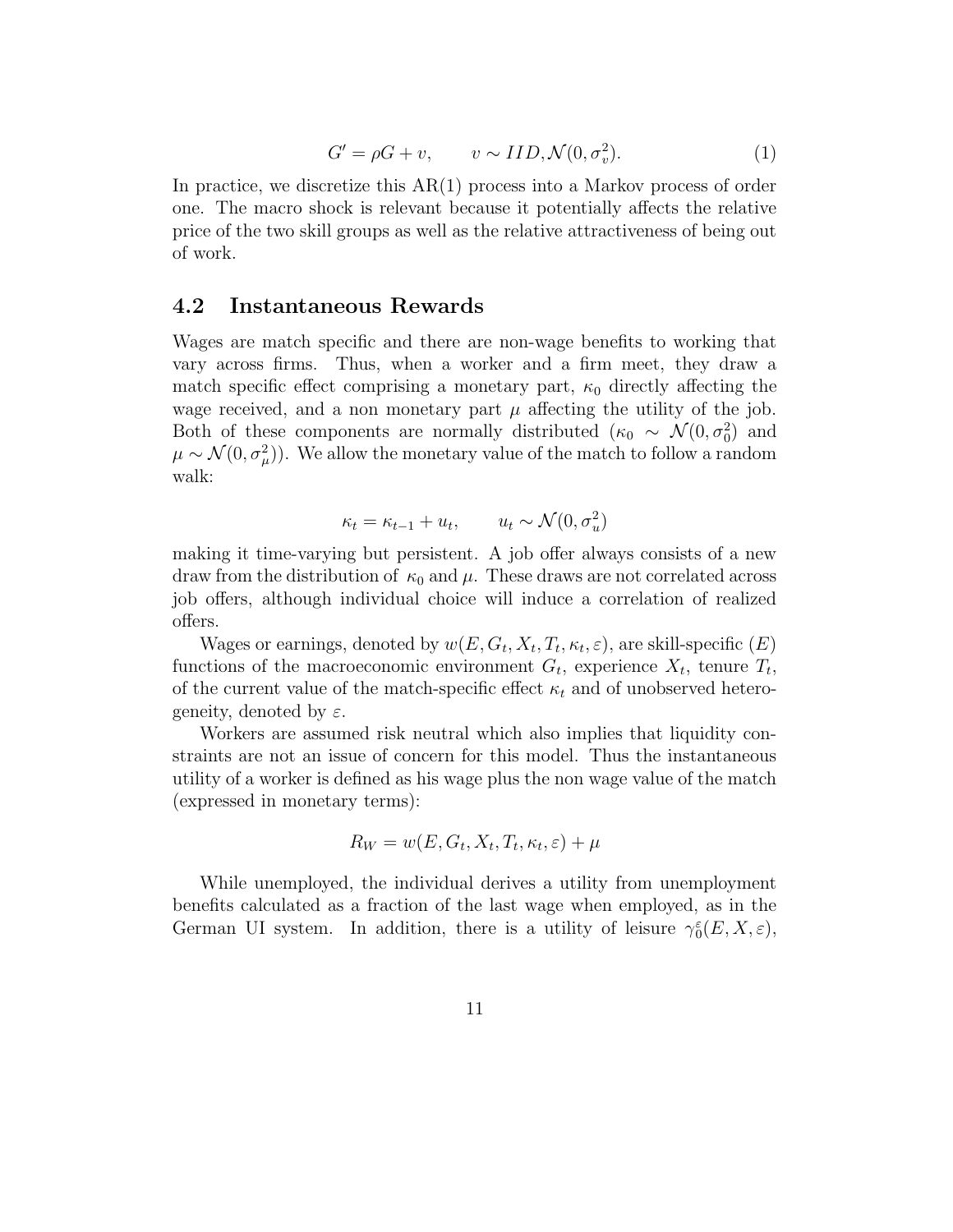$$G' = \rho G + v, \qquad v \sim IID, \mathcal{N}(0, \sigma_v^2). \tag{1}$$

In practice, we discretize this AR(1) process into a Markov process of order one. The macro shock is relevant because it potentially affects the relative price of the two skill groups as well as the relative attractiveness of being out of work.

## 4.2 Instantaneous Rewards

Wages are match specific and there are non-wage benefits to working that vary across firms. Thus, when a worker and a firm meet, they draw a match specific effect comprising a monetary part, $\kappa_0$ directly affecting the wage received, and a non monetary part $\mu$ affecting the utility of the job. Both of these components are normally distributed ($\kappa_0 \sim \mathcal{N}(0, \sigma_0^2)$ and $\mu \sim \mathcal{N}(0, \sigma_\mu^2)$). We allow the monetary value of the match to follow a random walk:

$$\kappa_t = \kappa_{t-1} + u_t, \qquad u_t \sim \mathcal{N}(0, \sigma_u^2)$$

making it time-varying but persistent. A job offer always consists of a new draw from the distribution of $\kappa_0$ and $\mu$. These draws are not correlated across job offers, although individual choice will induce a correlation of realized offers.

Wages or earnings, denoted by $w(E, G_t, X_t, T_t, \kappa_t, \varepsilon)$, are skill-specific ($E$) functions of the macroeconomic environment $G_t$, experience $X_t$, tenure $T_t$, of the current value of the match-specific effect $\kappa_t$ and of unobserved heterogeneity, denoted by $\varepsilon$.

Workers are assumed risk neutral which also implies that liquidity constraints are not an issue of concern for this model. Thus the instantaneous utility of a worker is defined as his wage plus the non wage value of the match (expressed in monetary terms):

$$R_W = w(E, G_t, X_t, T_t, \kappa_t, \varepsilon) + \mu$$

While unemployed, the individual derives a utility from unemployment benefits calculated as a fraction of the last wage when employed, as in the German UI system. In addition, there is a utility of leisure $\gamma_0^\varepsilon(E, X, \varepsilon)$,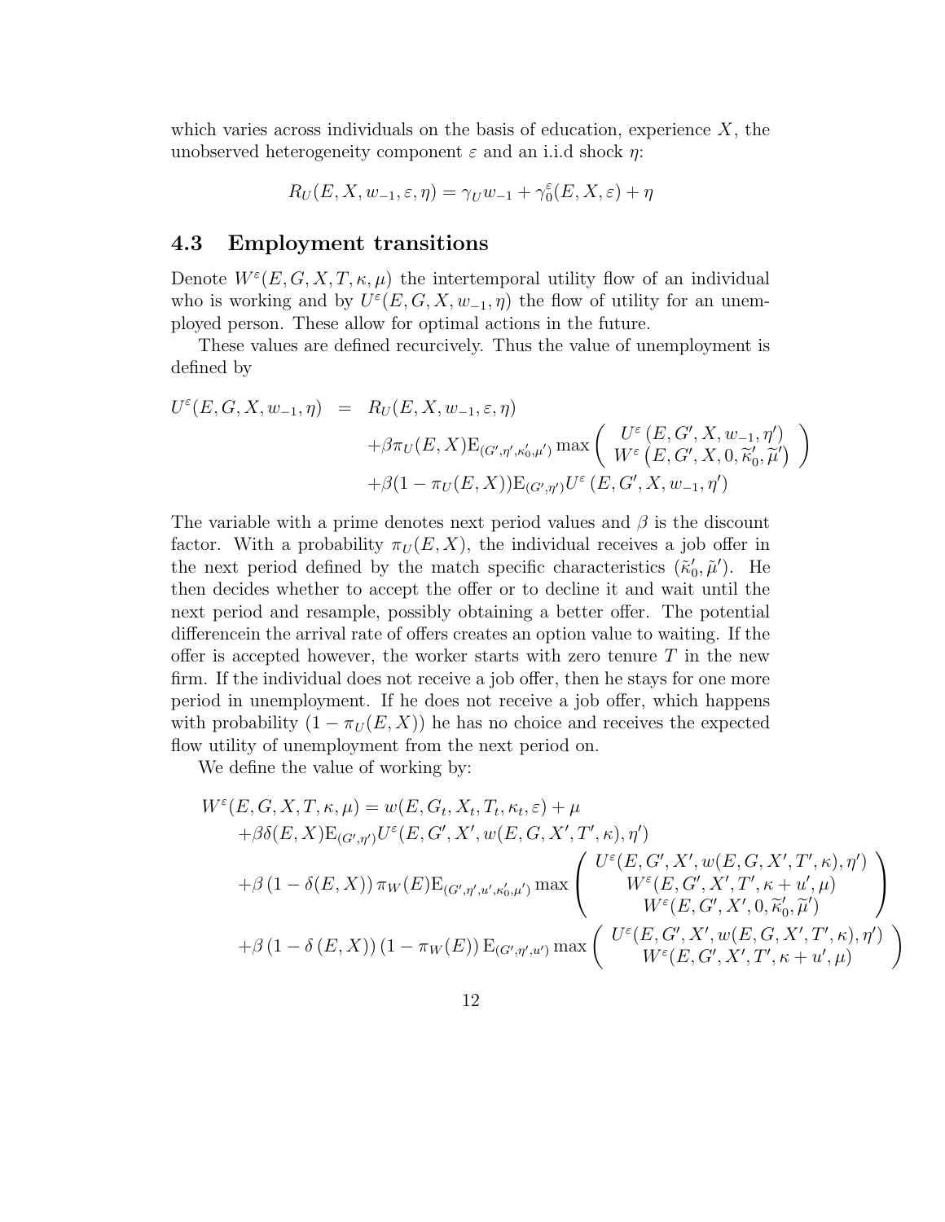which varies across individuals on the basis of education, experience $X$, the unobserved heterogeneity component $\varepsilon$ and an i.i.d shock $\eta$:

$$R_U(E, X, w_{-1}, \varepsilon, \eta) = \gamma_U w_{-1} + \gamma_0^{\varepsilon}(E, X, \varepsilon) + \eta$$

## 4.3 Employment transitions

Denote $W^{\varepsilon}(E, G, X, T, \kappa, \mu)$ the intertemporal utility flow of an individual who is working and by $U^{\varepsilon}(E, G, X, w_{-1}, \eta)$ the flow of utility for an unemployed person. These allow for optimal actions in the future.

These values are defined recurcively. Thus the value of unemployment is defined by

$$\begin{aligned}
U^{\varepsilon}(E, G, X, w_{-1}, \eta) &= R_U(E, X, w_{-1}, \varepsilon, \eta) \\
&\quad + \beta \pi_U(E, X) \mathrm{E}_{(G', \eta', \kappa_0', \mu')} \max \begin{pmatrix} U^{\varepsilon}\left(E, G', X, w_{-1}, \eta'\right) \\ W^{\varepsilon}\left(E, G', X, 0, \widetilde{\kappa}_0', \widetilde{\mu}'\right) \end{pmatrix} \\
&\quad + \beta(1 - \pi_U(E, X)) \mathrm{E}_{(G', \eta')} U^{\varepsilon}\left(E, G', X, w_{-1}, \eta'\right)
\end{aligned}$$

The variable with a prime denotes next period values and $\beta$ is the discount factor. With a probability $\pi_U(E, X)$, the individual receives a job offer in the next period defined by the match specific characteristics $(\tilde{\kappa}_0', \tilde{\mu}')$. He then decides whether to accept the offer or to decline it and wait until the next period and resample, possibly obtaining a better offer. The potential differencein the arrival rate of offers creates an option value to waiting. If the offer is accepted however, the worker starts with zero tenure $T$ in the new firm. If the individual does not receive a job offer, then he stays for one more period in unemployment. If he does not receive a job offer, which happens with probability $(1 - \pi_U(E, X))$ he has no choice and receives the expected flow utility of unemployment from the next period on.

We define the value of working by:

$$\begin{aligned}
W^{\varepsilon}(E, G, X, T, \kappa, \mu) &= w(E, G_t, X_t, T_t, \kappa_t, \varepsilon) + \mu \\
&\quad + \beta \delta(E, X) \mathrm{E}_{(G', \eta')} U^{\varepsilon}(E, G', X', w(E, G, X', T', \kappa), \eta') \\
&\quad + \beta \left(1 - \delta(E, X)\right) \pi_W(E) \mathrm{E}_{(G', \eta', u', \kappa_0', \mu')} \max \begin{pmatrix} U^{\varepsilon}(E, G', X', w(E, G, X', T', \kappa), \eta') \\ W^{\varepsilon}(E, G', X', T', \kappa + u', \mu) \\ W^{\varepsilon}(E, G', X', 0, \widetilde{\kappa}_0', \widetilde{\mu}') \end{pmatrix} \\
&\quad + \beta \left(1 - \delta\left(E, X\right)\right) \left(1 - \pi_W(E)\right) \mathrm{E}_{(G', \eta', u')} \max \begin{pmatrix} U^{\varepsilon}(E, G', X', w(E, G, X', T', \kappa), \eta') \\ W^{\varepsilon}(E, G', X', T', \kappa + u', \mu) \end{pmatrix}
\end{aligned}$$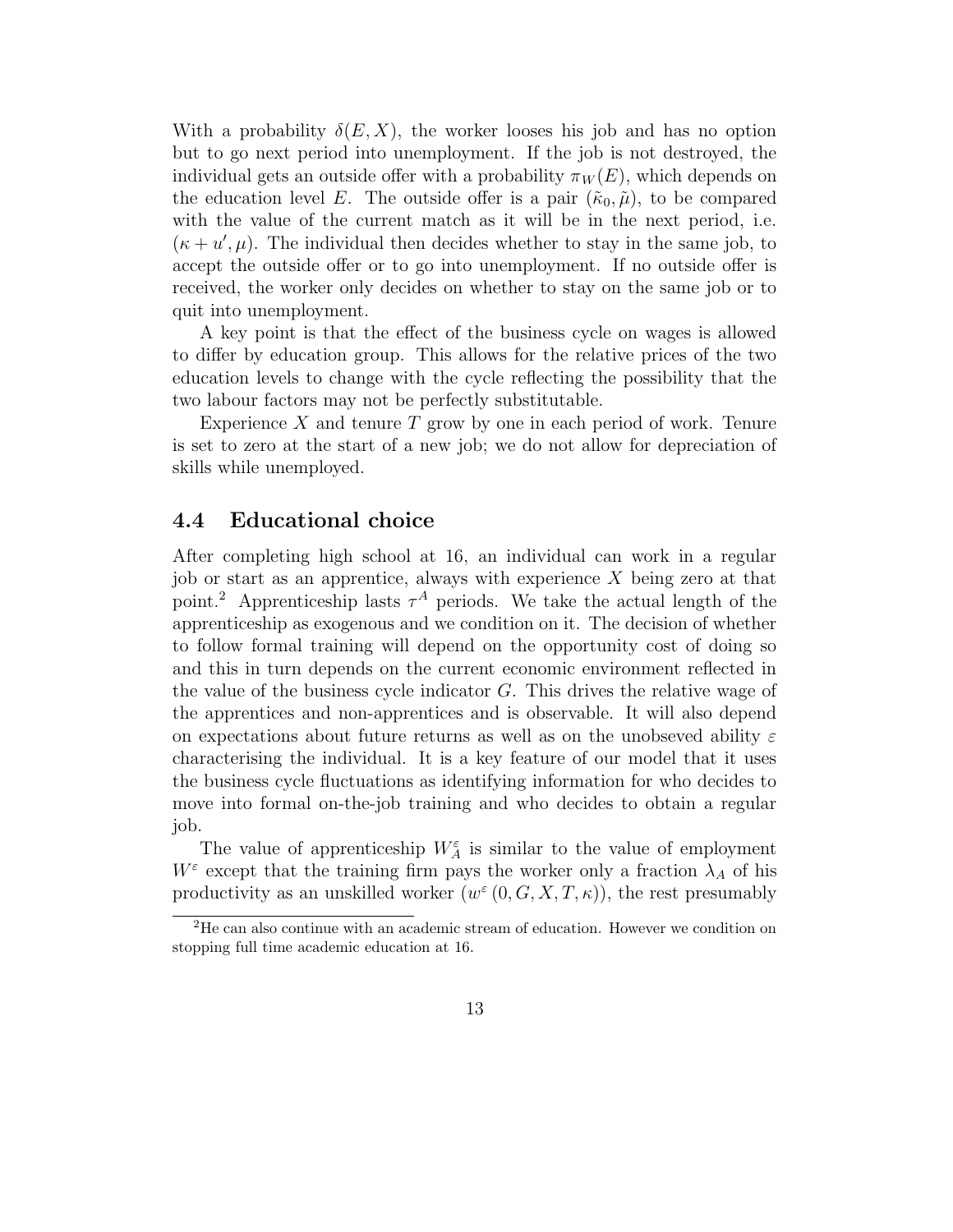With a probability $\delta(E, X)$, the worker looses his job and has no option but to go next period into unemployment. If the job is not destroyed, the individual gets an outside offer with a probability $\pi_W(E)$, which depends on the education level $E$. The outside offer is a pair $(\tilde{\kappa}_0, \tilde{\mu})$, to be compared with the value of the current match as it will be in the next period, i.e. $(\kappa + u', \mu)$. The individual then decides whether to stay in the same job, to accept the outside offer or to go into unemployment. If no outside offer is received, the worker only decides on whether to stay on the same job or to quit into unemployment.

A key point is that the effect of the business cycle on wages is allowed to differ by education group. This allows for the relative prices of the two education levels to change with the cycle reflecting the possibility that the two labour factors may not be perfectly substitutable.

Experience $X$ and tenure $T$ grow by one in each period of work. Tenure is set to zero at the start of a new job; we do not allow for depreciation of skills while unemployed.

## 4.4 Educational choice

After completing high school at 16, an individual can work in a regular job or start as an apprentice, always with experience $X$ being zero at that point.[2] Apprenticeship lasts $\tau^A$ periods. We take the actual length of the apprenticeship as exogenous and we condition on it. The decision of whether to follow formal training will depend on the opportunity cost of doing so and this in turn depends on the current economic environment reflected in the value of the business cycle indicator $G$. This drives the relative wage of the apprentices and non-apprentices and is observable. It will also depend on expectations about future returns as well as on the unobseved ability $\varepsilon$ characterising the individual. It is a key feature of our model that it uses the business cycle fluctuations as identifying information for who decides to move into formal on-the-job training and who decides to obtain a regular job.

The value of apprenticeship $W_A^\varepsilon$ is similar to the value of employment $W^\varepsilon$ except that the training firm pays the worker only a fraction $\lambda_A$ of his productivity as an unskilled worker $(w^\varepsilon(0, G, X, T, \kappa))$, the rest presumably

[2] He can also continue with an academic stream of education. However we condition on stopping full time academic education at 16.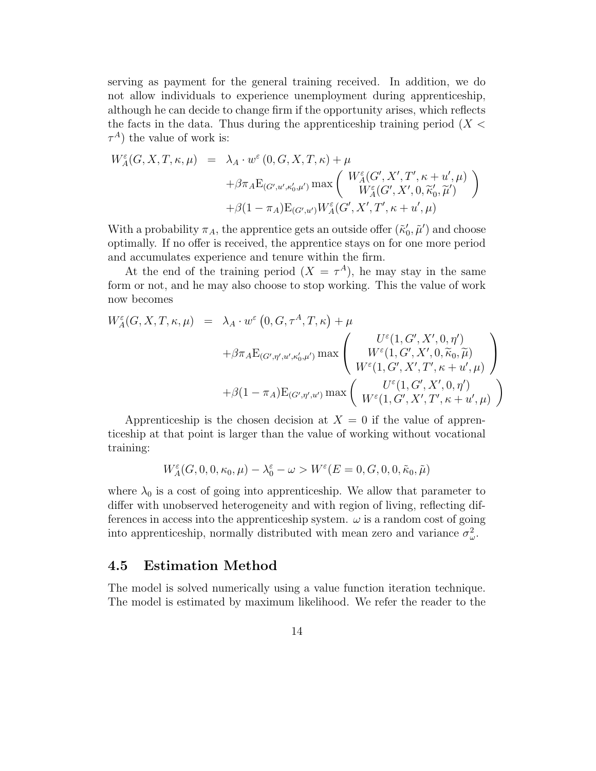serving as payment for the general training received. In addition, we do not allow individuals to experience unemployment during apprenticeship, although he can decide to change firm if the opportunity arises, which reflects the facts in the data. Thus during the apprenticeship training period ($X < \tau^A$) the value of work is:

$$
\begin{aligned}
W_A^\varepsilon(G,X,T,\kappa,\mu) &= \lambda_A \cdot w^\varepsilon(0,G,X,T,\kappa) + \mu \\
&\quad + \beta\pi_A \mathrm{E}_{(G',u',\kappa_0',\mu')} \max \begin{pmatrix} W_A^\varepsilon(G',X',T',\kappa+u',\mu) \\ W_A^\varepsilon(G',X',0,\widetilde{\kappa}_0',\widetilde{\mu}') \end{pmatrix} \\
&\quad + \beta(1-\pi_A)\mathrm{E}_{(G',u')} W_A^\varepsilon(G',X',T',\kappa+u',\mu)
\end{aligned}
$$

With a probability $\pi_A$, the apprentice gets an outside offer $(\tilde{\kappa}_0', \tilde{\mu}')$ and choose optimally. If no offer is received, the apprentice stays on for one more period and accumulates experience and tenure within the firm.

At the end of the training period ($X = \tau^A$), he may stay in the same form or not, and he may also choose to stop working. This the value of work now becomes

$$
\begin{aligned}
W_A^\varepsilon(G,X,T,\kappa,\mu) &= \lambda_A \cdot w^\varepsilon\left(0,G,\tau^A,T,\kappa\right) + \mu \\
&\quad + \beta\pi_A \mathrm{E}_{(G',\eta',u',\kappa_0',\mu')} \max \begin{pmatrix} U^\varepsilon(1,G',X',0,\eta') \\ W^\varepsilon(1,G',X',0,\widetilde{\kappa}_0,\widetilde{\mu}) \\ W^\varepsilon(1,G',X',T',\kappa+u',\mu) \end{pmatrix} \\
&\quad + \beta(1-\pi_A)\mathrm{E}_{(G',\eta',u')} \max \begin{pmatrix} U^\varepsilon(1,G',X',0,\eta') \\ W^\varepsilon(1,G',X',T',\kappa+u',\mu) \end{pmatrix}
\end{aligned}
$$

Apprenticeship is the chosen decision at $X = 0$ if the value of apprenticeship at that point is larger than the value of working without vocational training:

$$
W_A^\varepsilon(G,0,0,\kappa_0,\mu) - \lambda_0^\varepsilon - \omega > W^\varepsilon(E=0,G,0,0,\tilde{\kappa}_0,\tilde{\mu})
$$

where $\lambda_0$ is a cost of going into apprenticeship. We allow that parameter to differ with unobserved heterogeneity and with region of living, reflecting differences in access into the apprenticeship system. $\omega$ is a random cost of going into apprenticeship, normally distributed with mean zero and variance $\sigma_\omega^2$.

## 4.5 Estimation Method

The model is solved numerically using a value function iteration technique. The model is estimated by maximum likelihood. We refer the reader to the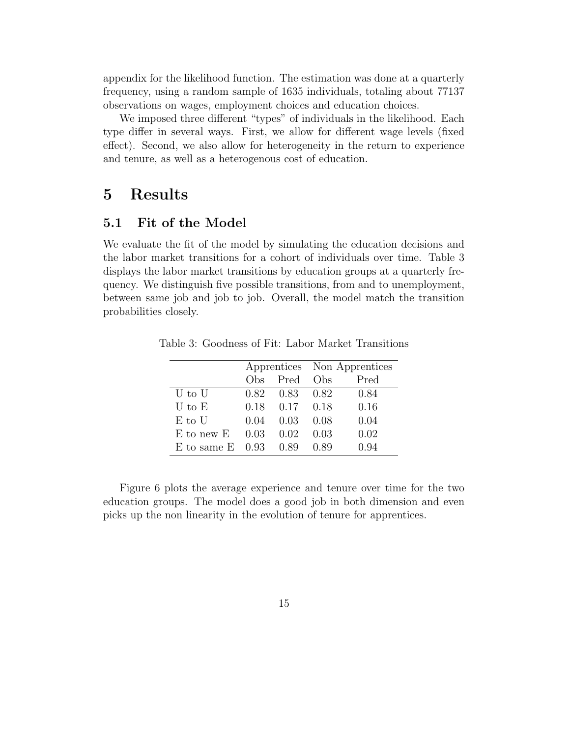appendix for the likelihood function. The estimation was done at a quarterly frequency, using a random sample of 1635 individuals, totaling about 77137 observations on wages, employment choices and education choices.

We imposed three different "types" of individuals in the likelihood. Each type differ in several ways. First, we allow for different wage levels (fixed effect). Second, we also allow for heterogeneity in the return to experience and tenure, as well as a heterogenous cost of education.

# 5 Results

## 5.1 Fit of the Model

We evaluate the fit of the model by simulating the education decisions and the labor market transitions for a cohort of individuals over time. Table 3 displays the labor market transitions by education groups at a quarterly frequency. We distinguish five possible transitions, from and to unemployment, between same job and job to job. Overall, the model match the transition probabilities closely.

Table 3: Goodness of Fit: Labor Market Transitions

| | Apprentices | | Non Apprentices | |
|---|---|---|---|---|
| | Obs | Pred | Obs | Pred |
| U to U | 0.82 | 0.83 | 0.82 | 0.84 |
| U to E | 0.18 | 0.17 | 0.18 | 0.16 |
| E to U | 0.04 | 0.03 | 0.08 | 0.04 |
| E to new E | 0.03 | 0.02 | 0.03 | 0.02 |
| E to same E | 0.93 | 0.89 | 0.89 | 0.94 |

Figure 6 plots the average experience and tenure over time for the two education groups. The model does a good job in both dimension and even picks up the non linearity in the evolution of tenure for apprentices.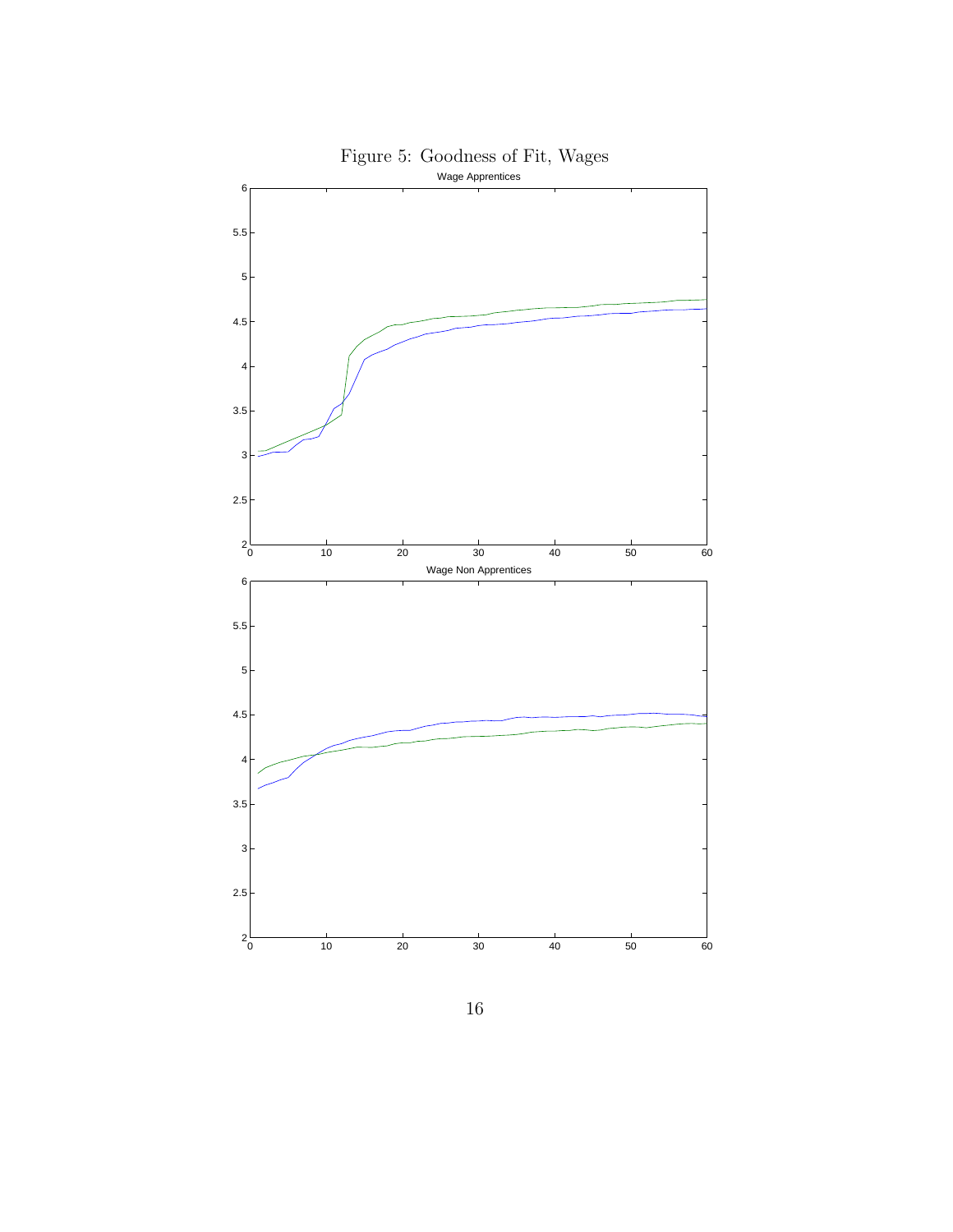Figure 5: Goodness of Fit, Wages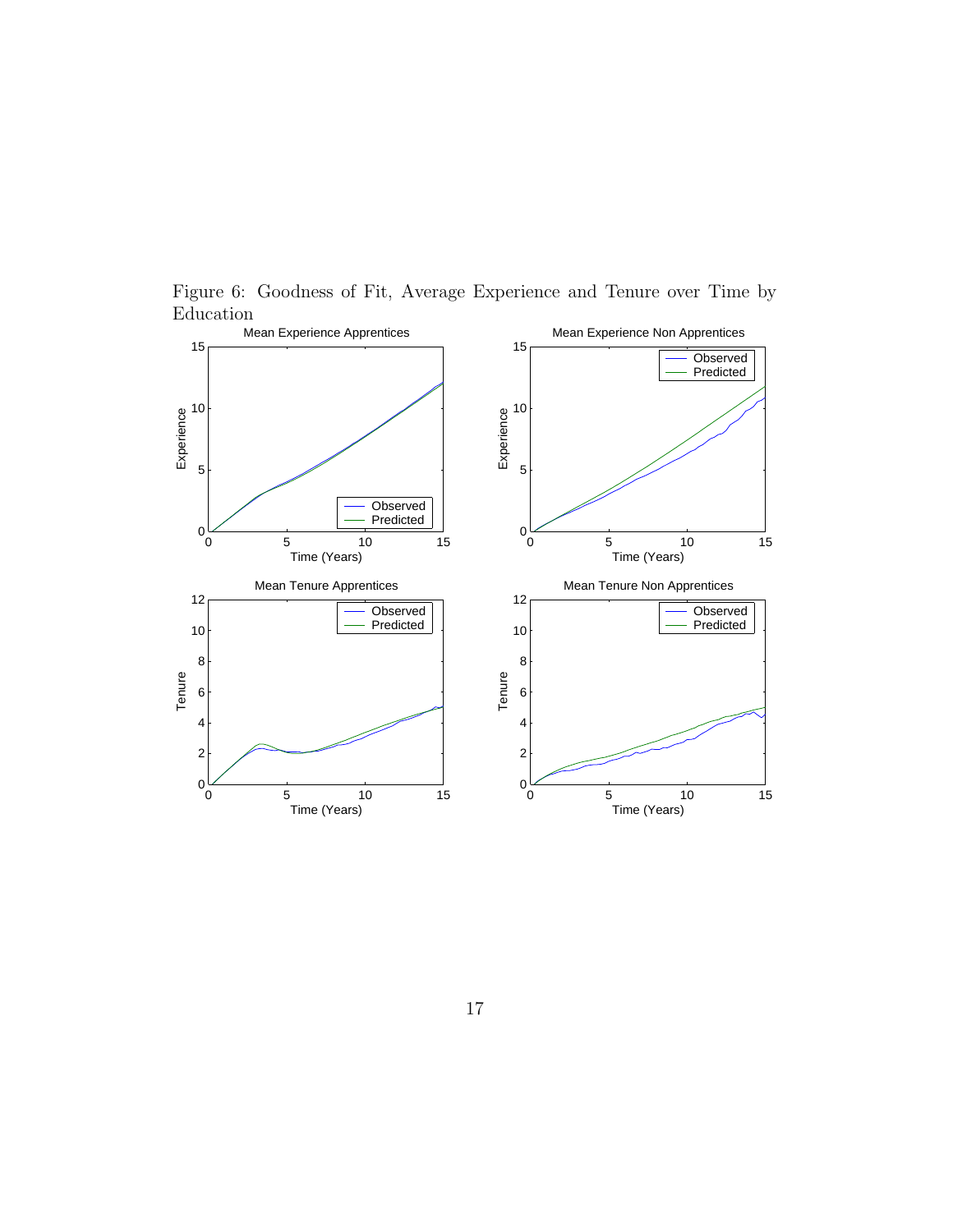Figure 6: Goodness of Fit, Average Experience and Tenure over Time by Education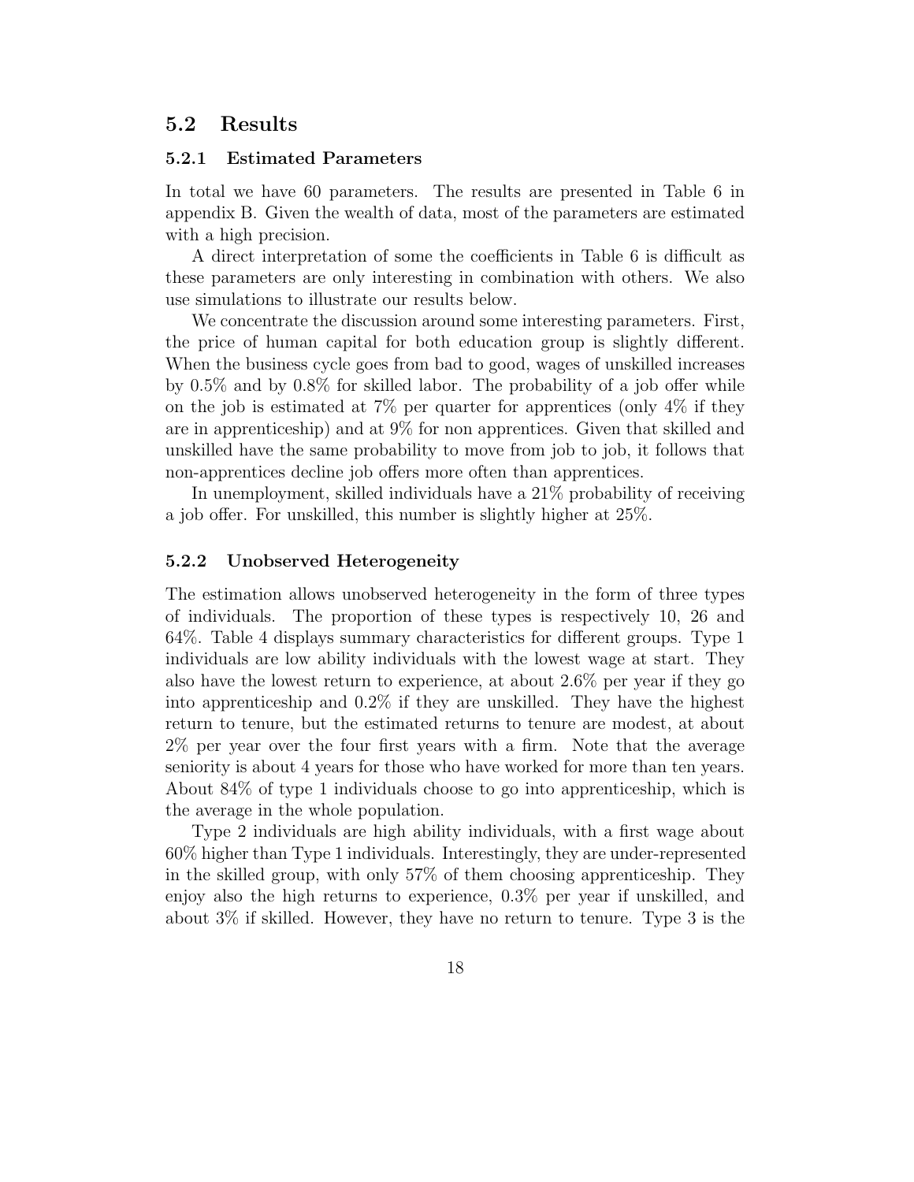## 5.2 Results

### 5.2.1 Estimated Parameters

In total we have 60 parameters. The results are presented in Table 6 in appendix B. Given the wealth of data, most of the parameters are estimated with a high precision.

A direct interpretation of some the coefficients in Table 6 is difficult as these parameters are only interesting in combination with others. We also use simulations to illustrate our results below.

We concentrate the discussion around some interesting parameters. First, the price of human capital for both education group is slightly different. When the business cycle goes from bad to good, wages of unskilled increases by 0.5% and by 0.8% for skilled labor. The probability of a job offer while on the job is estimated at 7% per quarter for apprentices (only 4% if they are in apprenticeship) and at 9% for non apprentices. Given that skilled and unskilled have the same probability to move from job to job, it follows that non-apprentices decline job offers more often than apprentices.

In unemployment, skilled individuals have a 21% probability of receiving a job offer. For unskilled, this number is slightly higher at 25%.

### 5.2.2 Unobserved Heterogeneity

The estimation allows unobserved heterogeneity in the form of three types of individuals. The proportion of these types is respectively 10, 26 and 64%. Table 4 displays summary characteristics for different groups. Type 1 individuals are low ability individuals with the lowest wage at start. They also have the lowest return to experience, at about 2.6% per year if they go into apprenticeship and 0.2% if they are unskilled. They have the highest return to tenure, but the estimated returns to tenure are modest, at about 2% per year over the four first years with a firm. Note that the average seniority is about 4 years for those who have worked for more than ten years. About 84% of type 1 individuals choose to go into apprenticeship, which is the average in the whole population.

Type 2 individuals are high ability individuals, with a first wage about 60% higher than Type 1 individuals. Interestingly, they are under-represented in the skilled group, with only 57% of them choosing apprenticeship. They enjoy also the high returns to experience, 0.3% per year if unskilled, and about 3% if skilled. However, they have no return to tenure. Type 3 is the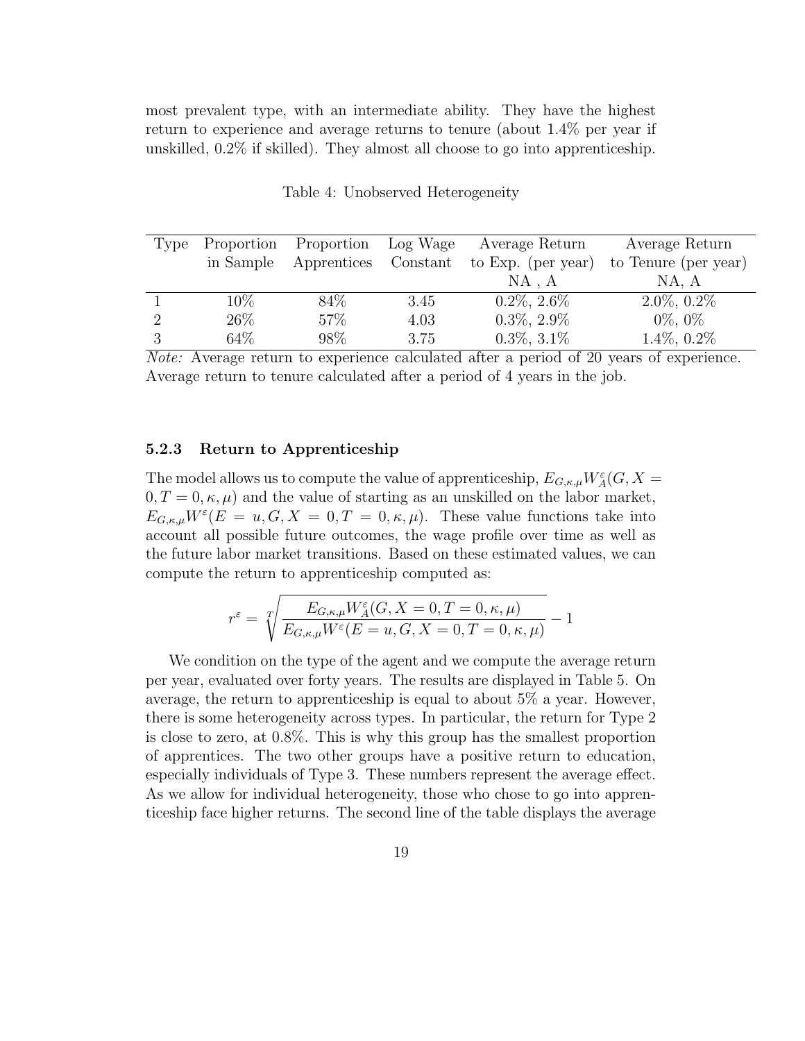most prevalent type, with an intermediate ability. They have the highest return to experience and average returns to tenure (about 1.4% per year if unskilled, 0.2% if skilled). They almost all choose to go into apprenticeship.

Table 4: Unobserved Heterogeneity

| Type | Proportion in Sample | Proportion Apprentices | Log Wage Constant | Average Return to Exp. (per year) NA , A | Average Return to Tenure (per year) NA, A |
|---|---|---|---|---|---|
| 1 | 10% | 84% | 3.45 | 0.2%, 2.6% | 2.0%, 0.2% |
| 2 | 26% | 57% | 4.03 | 0.3%, 2.9% | 0%, 0% |
| 3 | 64% | 98% | 3.75 | 0.3%, 3.1% | 1.4%, 0.2% |

*Note:* Average return to experience calculated after a period of 20 years of experience. Average return to tenure calculated after a period of 4 years in the job.

### 5.2.3 Return to Apprenticeship

The model allows us to compute the value of apprenticeship, $E_{G,\kappa,\mu} W_A^{\varepsilon}(G, X = 0, T = 0, \kappa, \mu)$ and the value of starting as an unskilled on the labor market, $E_{G,\kappa,\mu} W^{\varepsilon}(E = u, G, X = 0, T = 0, \kappa, \mu)$. These value functions take into account all possible future outcomes, the wage profile over time as well as the future labor market transitions. Based on these estimated values, we can compute the return to apprenticeship computed as:

$$r^{\varepsilon} = \sqrt[T]{\frac{E_{G,\kappa,\mu} W_A^{\varepsilon}(G, X = 0, T = 0, \kappa, \mu)}{E_{G,\kappa,\mu} W^{\varepsilon}(E = u, G, X = 0, T = 0, \kappa, \mu)}} - 1$$

We condition on the type of the agent and we compute the average return per year, evaluated over forty years. The results are displayed in Table 5. On average, the return to apprenticeship is equal to about 5% a year. However, there is some heterogeneity across types. In particular, the return for Type 2 is close to zero, at 0.8%. This is why this group has the smallest proportion of apprentices. The two other groups have a positive return to education, especially individuals of Type 3. These numbers represent the average effect. As we allow for individual heterogeneity, those who chose to go into apprenticeship face higher returns. The second line of the table displays the average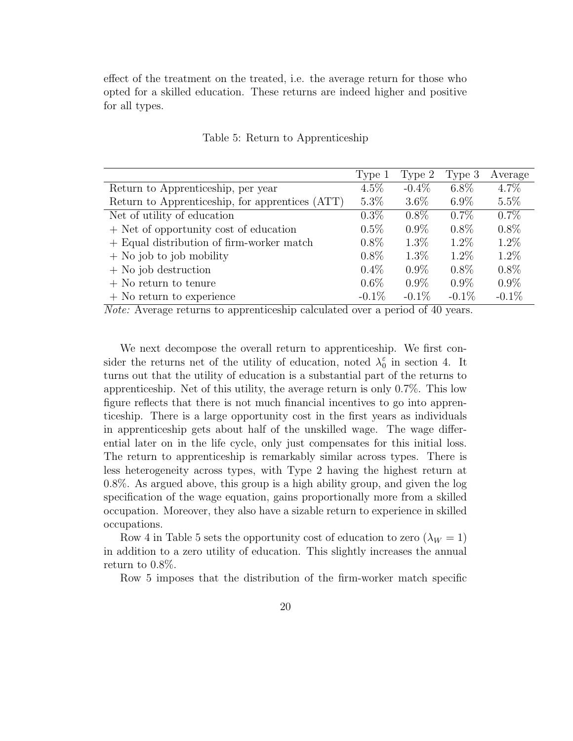effect of the treatment on the treated, i.e. the average return for those who opted for a skilled education. These returns are indeed higher and positive for all types.

Table 5: Return to Apprenticeship

| | Type 1 | Type 2 | Type 3 | Average |
|---|---|---|---|---|
| Return to Apprenticeship, per year | 4.5% | -0.4% | 6.8% | 4.7% |
| Return to Apprenticeship, for apprentices (ATT) | 5.3% | 3.6% | 6.9% | 5.5% |
| Net of utility of education | 0.3% | 0.8% | 0.7% | 0.7% |
| + Net of opportunity cost of education | 0.5% | 0.9% | 0.8% | 0.8% |
| + Equal distribution of firm-worker match | 0.8% | 1.3% | 1.2% | 1.2% |
| + No job to job mobility | 0.8% | 1.3% | 1.2% | 1.2% |
| + No job destruction | 0.4% | 0.9% | 0.8% | 0.8% |
| + No return to tenure | 0.6% | 0.9% | 0.9% | 0.9% |
| + No return to experience | -0.1% | -0.1% | -0.1% | -0.1% |

*Note:* Average returns to apprenticeship calculated over a period of 40 years.

We next decompose the overall return to apprenticeship. We first consider the returns net of the utility of education, noted $\lambda_0^{\varepsilon}$ in section 4. It turns out that the utility of education is a substantial part of the returns to apprenticeship. Net of this utility, the average return is only 0.7%. This low figure reflects that there is not much financial incentives to go into apprenticeship. There is a large opportunity cost in the first years as individuals in apprenticeship gets about half of the unskilled wage. The wage differential later on in the life cycle, only just compensates for this initial loss. The return to apprenticeship is remarkably similar across types. There is less heterogeneity across types, with Type 2 having the highest return at 0.8%. As argued above, this group is a high ability group, and given the log specification of the wage equation, gains proportionally more from a skilled occupation. Moreover, they also have a sizable return to experience in skilled occupations.

Row 4 in Table 5 sets the opportunity cost of education to zero ($\lambda_W = 1$) in addition to a zero utility of education. This slightly increases the annual return to 0.8%.

Row 5 imposes that the distribution of the firm-worker match specific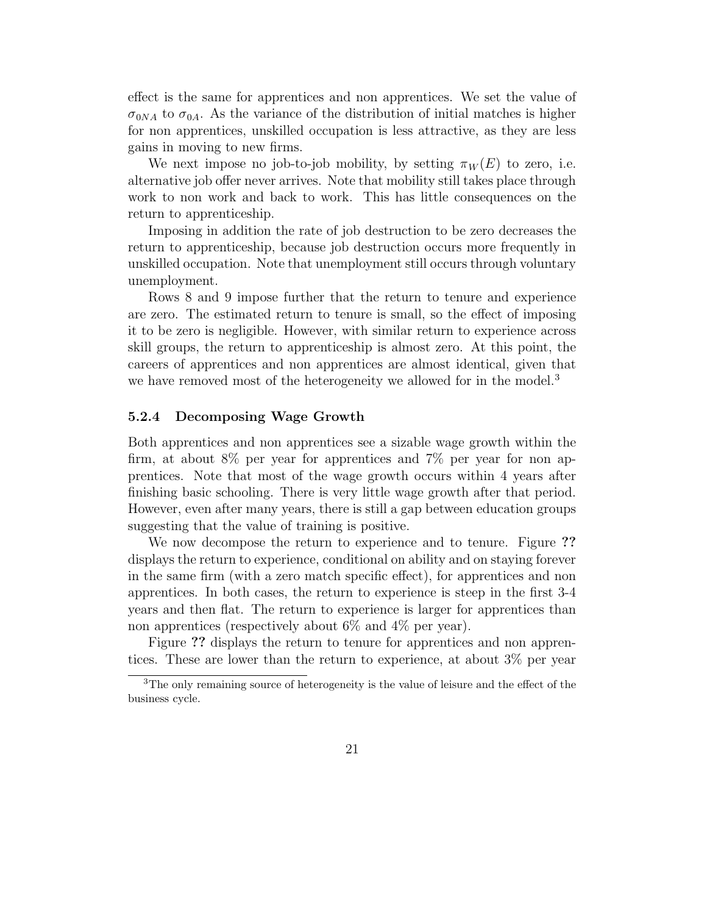effect is the same for apprentices and non apprentices. We set the value of $\sigma_{0NA}$ to $\sigma_{0A}$. As the variance of the distribution of initial matches is higher for non apprentices, unskilled occupation is less attractive, as they are less gains in moving to new firms.

We next impose no job-to-job mobility, by setting $\pi_W(E)$ to zero, i.e. alternative job offer never arrives. Note that mobility still takes place through work to non work and back to work. This has little consequences on the return to apprenticeship.

Imposing in addition the rate of job destruction to be zero decreases the return to apprenticeship, because job destruction occurs more frequently in unskilled occupation. Note that unemployment still occurs through voluntary unemployment.

Rows 8 and 9 impose further that the return to tenure and experience are zero. The estimated return to tenure is small, so the effect of imposing it to be zero is negligible. However, with similar return to experience across skill groups, the return to apprenticeship is almost zero. At this point, the careers of apprentices and non apprentices are almost identical, given that we have removed most of the heterogeneity we allowed for in the model.[3]

### 5.2.4 Decomposing Wage Growth

Both apprentices and non apprentices see a sizable wage growth within the firm, at about 8% per year for apprentices and 7% per year for non apprentices. Note that most of the wage growth occurs within 4 years after finishing basic schooling. There is very little wage growth after that period. However, even after many years, there is still a gap between education groups suggesting that the value of training is positive.

We now decompose the return to experience and to tenure. Figure **??** displays the return to experience, conditional on ability and on staying forever in the same firm (with a zero match specific effect), for apprentices and non apprentices. In both cases, the return to experience is steep in the first 3-4 years and then flat. The return to experience is larger for apprentices than non apprentices (respectively about 6% and 4% per year).

Figure **??** displays the return to tenure for apprentices and non apprentices. These are lower than the return to experience, at about 3% per year

[3] The only remaining source of heterogeneity is the value of leisure and the effect of the business cycle.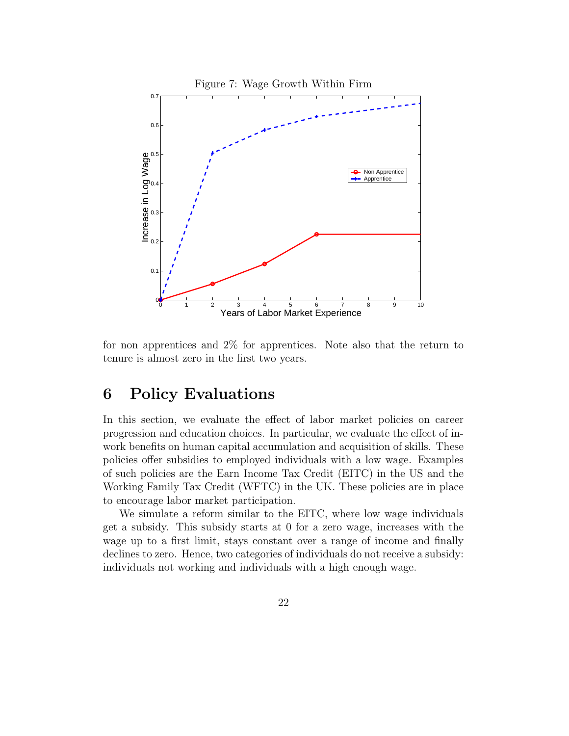Figure 7: Wage Growth Within Firm

for non apprentices and 2% for apprentices. Note also that the return to tenure is almost zero in the first two years.

# 6 Policy Evaluations

In this section, we evaluate the effect of labor market policies on career progression and education choices. In particular, we evaluate the effect of in-work benefits on human capital accumulation and acquisition of skills. These policies offer subsidies to employed individuals with a low wage. Examples of such policies are the Earn Income Tax Credit (EITC) in the US and the Working Family Tax Credit (WFTC) in the UK. These policies are in place to encourage labor market participation.

We simulate a reform similar to the EITC, where low wage individuals get a subsidy. This subsidy starts at 0 for a zero wage, increases with the wage up to a first limit, stays constant over a range of income and finally declines to zero. Hence, two categories of individuals do not receive a subsidy: individuals not working and individuals with a high enough wage.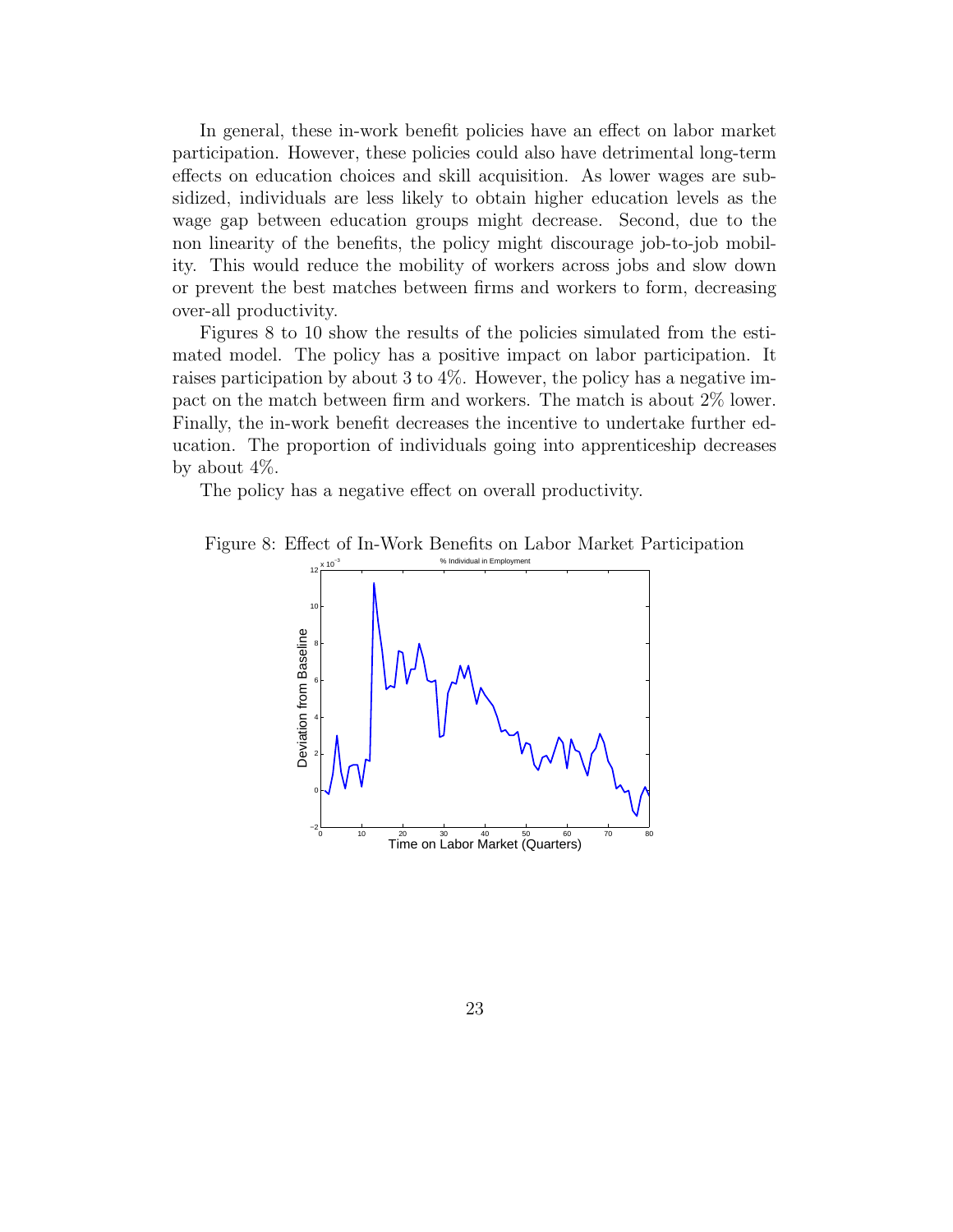In general, these in-work benefit policies have an effect on labor market participation. However, these policies could also have detrimental long-term effects on education choices and skill acquisition. As lower wages are subsidized, individuals are less likely to obtain higher education levels as the wage gap between education groups might decrease. Second, due to the non linearity of the benefits, the policy might discourage job-to-job mobility. This would reduce the mobility of workers across jobs and slow down or prevent the best matches between firms and workers to form, decreasing over-all productivity.

Figures 8 to 10 show the results of the policies simulated from the estimated model. The policy has a positive impact on labor participation. It raises participation by about 3 to 4%. However, the policy has a negative impact on the match between firm and workers. The match is about 2% lower. Finally, the in-work benefit decreases the incentive to undertake further education. The proportion of individuals going into apprenticeship decreases by about 4%.

The policy has a negative effect on overall productivity.

Figure 8: Effect of In-Work Benefits on Labor Market Participation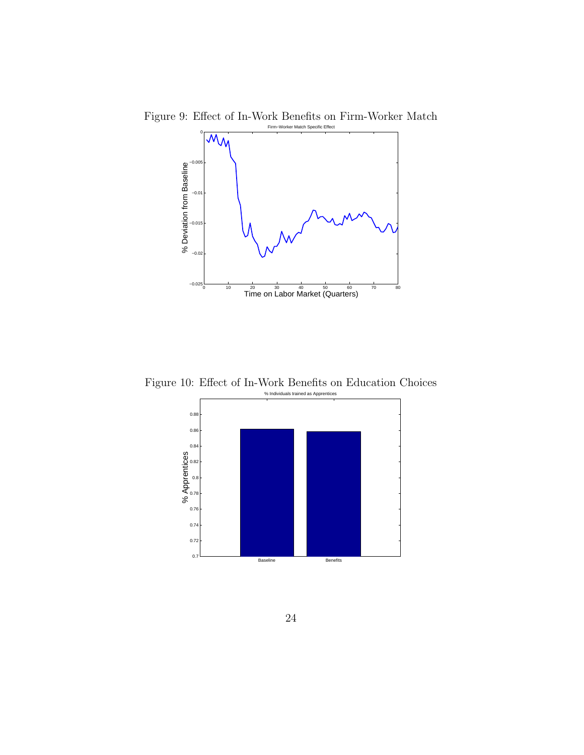Figure 9: Effect of In-Work Benefits on Firm-Worker Match

Figure 10: Effect of In-Work Benefits on Education Choices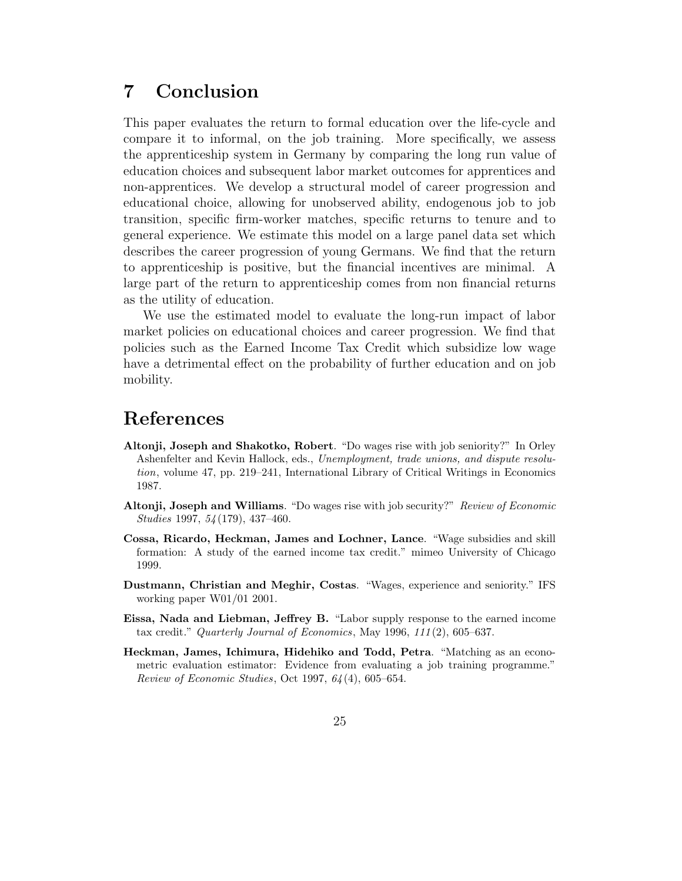# 7 Conclusion

This paper evaluates the return to formal education over the life-cycle and compare it to informal, on the job training. More specifically, we assess the apprenticeship system in Germany by comparing the long run value of education choices and subsequent labor market outcomes for apprentices and non-apprentices. We develop a structural model of career progression and educational choice, allowing for unobserved ability, endogenous job to job transition, specific firm-worker matches, specific returns to tenure and to general experience. We estimate this model on a large panel data set which describes the career progression of young Germans. We find that the return to apprenticeship is positive, but the financial incentives are minimal. A large part of the return to apprenticeship comes from non financial returns as the utility of education.

We use the estimated model to evaluate the long-run impact of labor market policies on educational choices and career progression. We find that policies such as the Earned Income Tax Credit which subsidize low wage have a detrimental effect on the probability of further education and on job mobility.

# References

**Altonji, Joseph and Shakotko, Robert**. "Do wages rise with job seniority?" In Orley Ashenfelter and Kevin Hallock, eds., *Unemployment, trade unions, and dispute resolution*, volume 47, pp. 219–241, International Library of Critical Writings in Economics 1987.

**Altonji, Joseph and Williams**. "Do wages rise with job security?" *Review of Economic Studies* 1997, *54* (179), 437–460.

**Cossa, Ricardo, Heckman, James and Lochner, Lance**. "Wage subsidies and skill formation: A study of the earned income tax credit." mimeo University of Chicago 1999.

**Dustmann, Christian and Meghir, Costas**. "Wages, experience and seniority." IFS working paper W01/01 2001.

**Eissa, Nada and Liebman, Jeffrey B.** "Labor supply response to the earned income tax credit." *Quarterly Journal of Economics*, May 1996, *111* (2), 605–637.

**Heckman, James, Ichimura, Hidehiko and Todd, Petra**. "Matching as an econometric evaluation estimator: Evidence from evaluating a job training programme." *Review of Economic Studies*, Oct 1997, *64* (4), 605–654.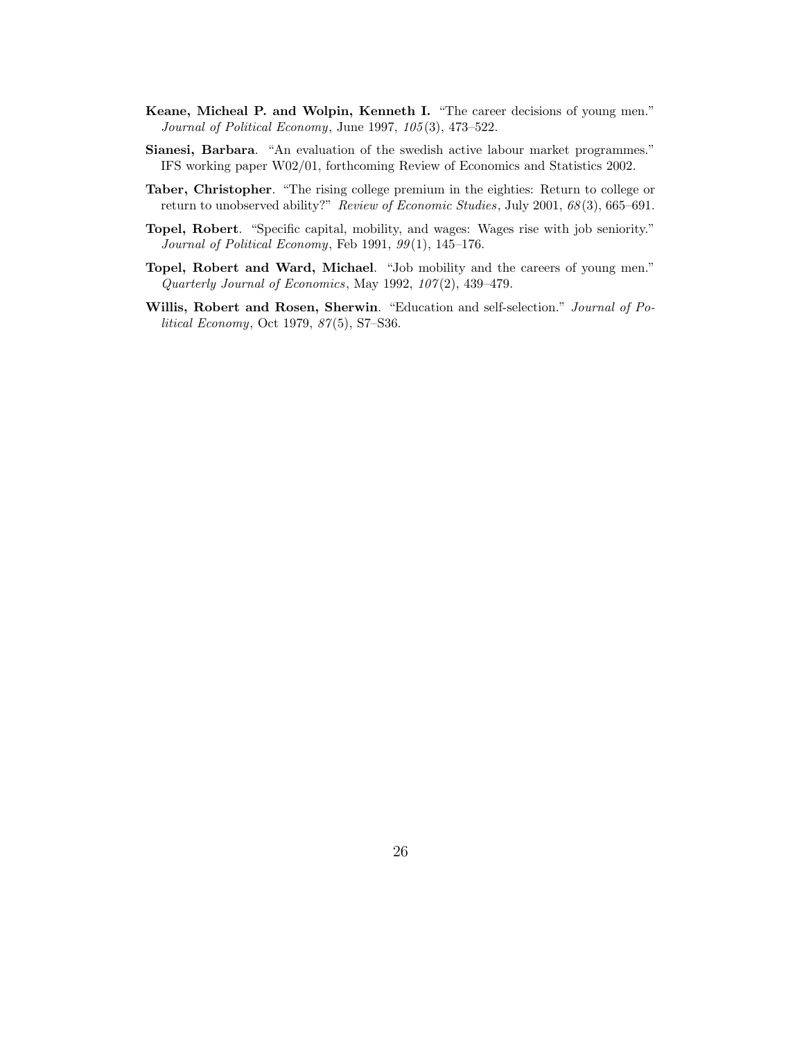**Keane, Micheal P. and Wolpin, Kenneth I.** "The career decisions of young men." *Journal of Political Economy*, June 1997, *105*(3), 473–522.

**Sianesi, Barbara**. "An evaluation of the swedish active labour market programmes." IFS working paper W02/01, forthcoming Review of Economics and Statistics 2002.

**Taber, Christopher**. "The rising college premium in the eighties: Return to college or return to unobserved ability?" *Review of Economic Studies*, July 2001, *68*(3), 665–691.

**Topel, Robert**. "Specific capital, mobility, and wages: Wages rise with job seniority." *Journal of Political Economy*, Feb 1991, *99*(1), 145–176.

**Topel, Robert and Ward, Michael**. "Job mobility and the careers of young men." *Quarterly Journal of Economics*, May 1992, *107*(2), 439–479.

**Willis, Robert and Rosen, Sherwin**. "Education and self-selection." *Journal of Political Economy*, Oct 1979, *87*(5), S7–S36.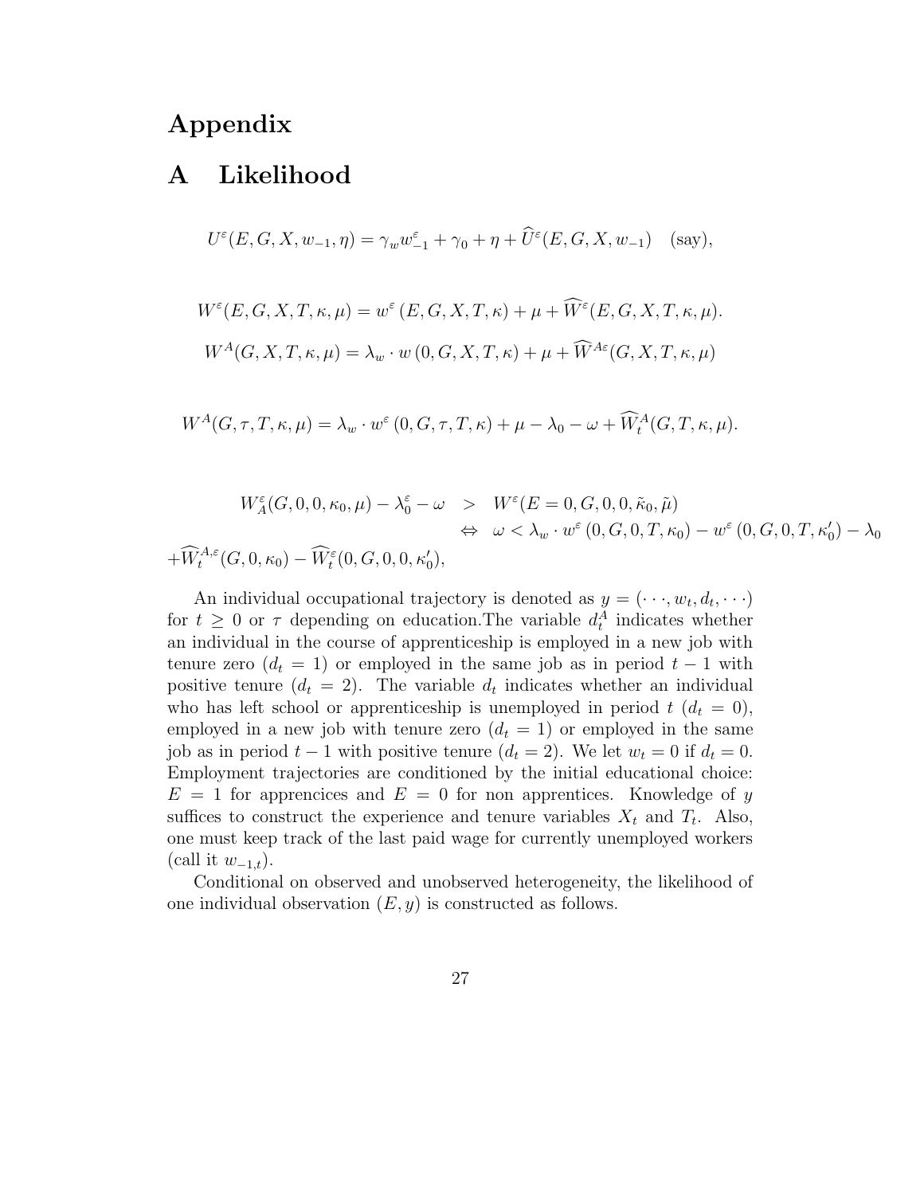# Appendix

# A Likelihood

$$U^{\varepsilon}(E,G,X,w_{-1},\eta)=\gamma_w w_{-1}^{\varepsilon}+\gamma_0+\eta+\widehat{U}^{\varepsilon}(E,G,X,w_{-1})\quad \text{(say)},$$

$$W^{\varepsilon}(E,G,X,T,\kappa,\mu)=w^{\varepsilon}\left(E,G,X,T,\kappa\right)+\mu+\widehat{W}^{\varepsilon}(E,G,X,T,\kappa,\mu).$$

$$W^{A}(G,X,T,\kappa,\mu)=\lambda_w\cdot w\left(0,G,X,T,\kappa\right)+\mu+\widehat{W}^{A\varepsilon}(G,X,T,\kappa,\mu)$$

$$W^{A}(G,\tau,T,\kappa,\mu)=\lambda_w\cdot w^{\varepsilon}\left(0,G,\tau,T,\kappa\right)+\mu-\lambda_0-\omega+\widehat{W}_t^{A}(G,T,\kappa,\mu).$$

$$\begin{aligned}W_A^{\varepsilon}(G,0,0,\kappa_0,\mu)-\lambda_0^{\varepsilon}-\omega &> W^{\varepsilon}(E=0,G,0,0,\tilde{\kappa}_0,\tilde{\mu})\\ &\Leftrightarrow\ \omega<\lambda_w\cdot w^{\varepsilon}\left(0,G,0,T,\kappa_0\right)-w^{\varepsilon}\left(0,G,0,T,\kappa_0'\right)-\lambda_0\end{aligned}$$
$$+\widehat{W}_t^{A,\varepsilon}(G,0,\kappa_0)-\widehat{W}_t^{\varepsilon}(0,G,0,0,\kappa_0'),$$

An individual occupational trajectory is denoted as $y=(\cdots,w_t,d_t,\cdots)$ for $t\geq 0$ or $\tau$ depending on education.The variable $d_t^A$ indicates whether an individual in the course of apprenticeship is employed in a new job with tenure zero ($d_t=1$) or employed in the same job as in period $t-1$ with positive tenure ($d_t=2$). The variable $d_t$ indicates whether an individual who has left school or apprenticeship is unemployed in period $t$ ($d_t=0$), employed in a new job with tenure zero ($d_t=1$) or employed in the same job as in period $t-1$ with positive tenure ($d_t=2$). We let $w_t=0$ if $d_t=0$. Employment trajectories are conditioned by the initial educational choice: $E=1$ for apprencices and $E=0$ for non apprentices. Knowledge of $y$ suffices to construct the experience and tenure variables $X_t$ and $T_t$. Also, one must keep track of the last paid wage for currently unemployed workers (call it $w_{-1,t}$).

Conditional on observed and unobserved heterogeneity, the likelihood of one individual observation $(E,y)$ is constructed as follows.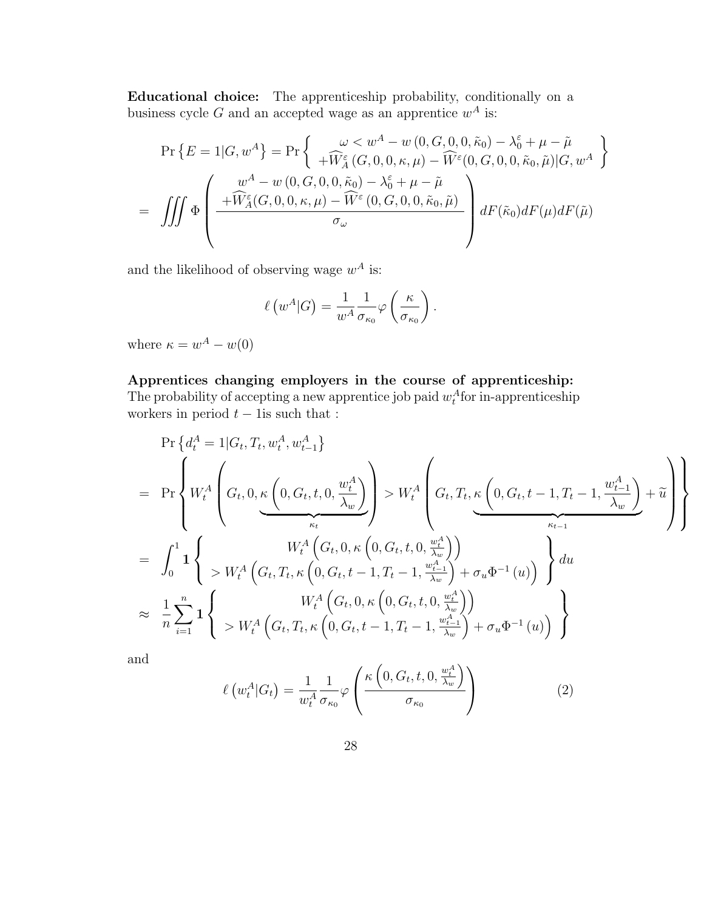**Educational choice:** The apprenticeship probability, conditionally on a business cycle $G$ and an accepted wage as an apprentice $w^A$ is:

$$
\begin{aligned}
\Pr\left\{E=1|G,w^A\right\} &= \Pr\left\{ \begin{array}{c} \omega < w^A - w\left(0,G,0,0,\tilde{\kappa}_0\right) - \lambda_0^{\varepsilon} + \mu - \tilde{\mu} \\ +\widehat{W}_A^{\varepsilon}\left(G,0,0,\kappa,\mu\right) - \widehat{W}^{\varepsilon}(0,G,0,0,\tilde{\kappa}_0,\tilde{\mu})|G,w^A \end{array} \right\} \\
&= \iiint \Phi\left( \frac{ \begin{array}{c} w^A - w\left(0,G,0,0,\tilde{\kappa}_0\right) - \lambda_0^{\varepsilon} + \mu - \tilde{\mu} \\ +\widehat{W}_A^{\varepsilon}(G,0,0,\kappa,\mu) - \widehat{W}^{\varepsilon}\left(0,G,0,0,\tilde{\kappa}_0,\tilde{\mu}\right) \end{array} }{\sigma_\omega} \right) dF(\tilde{\kappa}_0)dF(\mu)dF(\tilde{\mu})
\end{aligned}
$$

and the likelihood of observing wage $w^A$ is:

$$
\ell\left(w^A|G\right) = \frac{1}{w^A}\frac{1}{\sigma_{\kappa_0}}\varphi\left(\frac{\kappa}{\sigma_{\kappa_0}}\right).
$$

where $\kappa = w^A - w(0)$

**Apprentices changing employers in the course of apprenticeship:** The probability of accepting a new apprentice job paid $w_t^A$for in-apprenticeship workers in period $t-1$is such that :

$$
\begin{aligned}
&\Pr\left\{d_t^A = 1|G_t,T_t,w_t^A,w_{t-1}^A\right\} \\
&= \Pr\left\{ W_t^A\left(G_t,0,\underbrace{\kappa\left(0,G_t,t,0,\frac{w_t^A}{\lambda_w}\right)}_{\kappa_t}\right) > W_t^A\left(G_t,T_t,\underbrace{\kappa\left(0,G_t,t-1,T_t-1,\frac{w_{t-1}^A}{\lambda_w}\right)}_{\kappa_{t-1}} + \widetilde{u}\right)\right\} \\
&= \int_0^1 \mathbf{1}\left\{ \begin{array}{c} W_t^A\left(G_t,0,\kappa\left(0,G_t,t,0,\frac{w_t^A}{\lambda_w}\right)\right) \\ > W_t^A\left(G_t,T_t,\kappa\left(0,G_t,t-1,T_t-1,\frac{w_{t-1}^A}{\lambda_w}\right) + \sigma_u\Phi^{-1}\left(u\right)\right) \end{array} \right\} du \\
&\approx \frac{1}{n}\sum_{i=1}^{n} \mathbf{1}\left\{ \begin{array}{c} W_t^A\left(G_t,0,\kappa\left(0,G_t,t,0,\frac{w_t^A}{\lambda_w}\right)\right) \\ > W_t^A\left(G_t,T_t,\kappa\left(0,G_t,t-1,T_t-1,\frac{w_{t-1}^A}{\lambda_w}\right) + \sigma_u\Phi^{-1}\left(u\right)\right) \end{array} \right\}
\end{aligned}
$$

and

$$
\ell\left(w_t^A|G_t\right) = \frac{1}{w_t^A}\frac{1}{\sigma_{\kappa_0}}\varphi\left(\frac{\kappa\left(0,G_t,t,0,\frac{w_t^A}{\lambda_w}\right)}{\sigma_{\kappa_0}}\right) \tag{2}
$$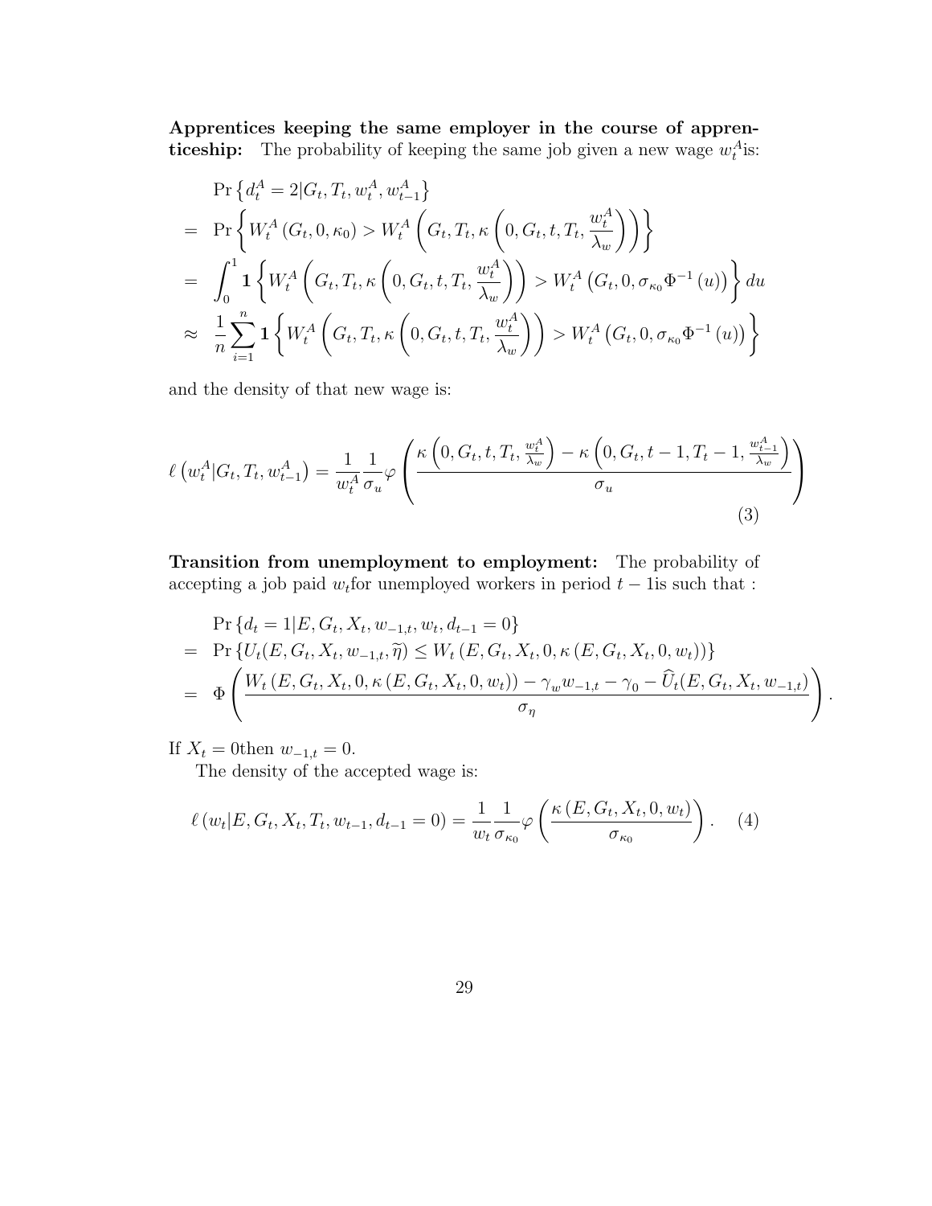**Apprentices keeping the same employer in the course of apprenticeship:** The probability of keeping the same job given a new wage $w_t^A$is:

$$
\begin{aligned}
& \Pr\left\{d_t^A = 2 | G_t, T_t, w_t^A, w_{t-1}^A\right\} \\
= & \Pr\left\{W_t^A\left(G_t, 0, \kappa_0\right) > W_t^A\left(G_t, T_t, \kappa\left(0, G_t, t, T_t, \frac{w_t^A}{\lambda_w}\right)\right)\right\} \\
= & \int_0^1 \mathbf{1}\left\{W_t^A\left(G_t, T_t, \kappa\left(0, G_t, t, T_t, \frac{w_t^A}{\lambda_w}\right)\right) > W_t^A\left(G_t, 0, \sigma_{\kappa_0}\Phi^{-1}(u)\right)\right\} du \\
\approx & \frac{1}{n}\sum_{i=1}^n \mathbf{1}\left\{W_t^A\left(G_t, T_t, \kappa\left(0, G_t, t, T_t, \frac{w_t^A}{\lambda_w}\right)\right) > W_t^A\left(G_t, 0, \sigma_{\kappa_0}\Phi^{-1}(u)\right)\right\}
\end{aligned}
$$

and the density of that new wage is:

$$
\ell\left(w_t^A | G_t, T_t, w_{t-1}^A\right) = \frac{1}{w_t^A}\frac{1}{\sigma_u}\varphi\left(\frac{\kappa\left(0, G_t, t, T_t, \frac{w_t^A}{\lambda_w}\right) - \kappa\left(0, G_t, t-1, T_t - 1, \frac{w_{t-1}^A}{\lambda_w}\right)}{\sigma_u}\right) \tag{3}
$$

**Transition from unemployment to employment:** The probability of accepting a job paid $w_t$for unemployed workers in period $t-1$is such that :

$$
\begin{aligned}
& \Pr\left\{d_t = 1 | E, G_t, X_t, w_{-1,t}, w_t, d_{t-1} = 0\right\} \\
= & \Pr\left\{U_t(E, G_t, X_t, w_{-1,t}, \widetilde{\eta}) \leq W_t\left(E, G_t, X_t, 0, \kappa\left(E, G_t, X_t, 0, w_t\right)\right)\right\} \\
= & \Phi\left(\frac{W_t\left(E, G_t, X_t, 0, \kappa\left(E, G_t, X_t, 0, w_t\right)\right) - \gamma_w w_{-1,t} - \gamma_0 - \widehat{U}_t(E, G_t, X_t, w_{-1,t})}{\sigma_\eta}\right).
\end{aligned}
$$

If $X_t = 0$then $w_{-1,t} = 0$.

The density of the accepted wage is:

$$
\ell\left(w_t | E, G_t, X_t, T_t, w_{t-1}, d_{t-1} = 0\right) = \frac{1}{w_t}\frac{1}{\sigma_{\kappa_0}}\varphi\left(\frac{\kappa\left(E, G_t, X_t, 0, w_t\right)}{\sigma_{\kappa_0}}\right). \tag{4}
$$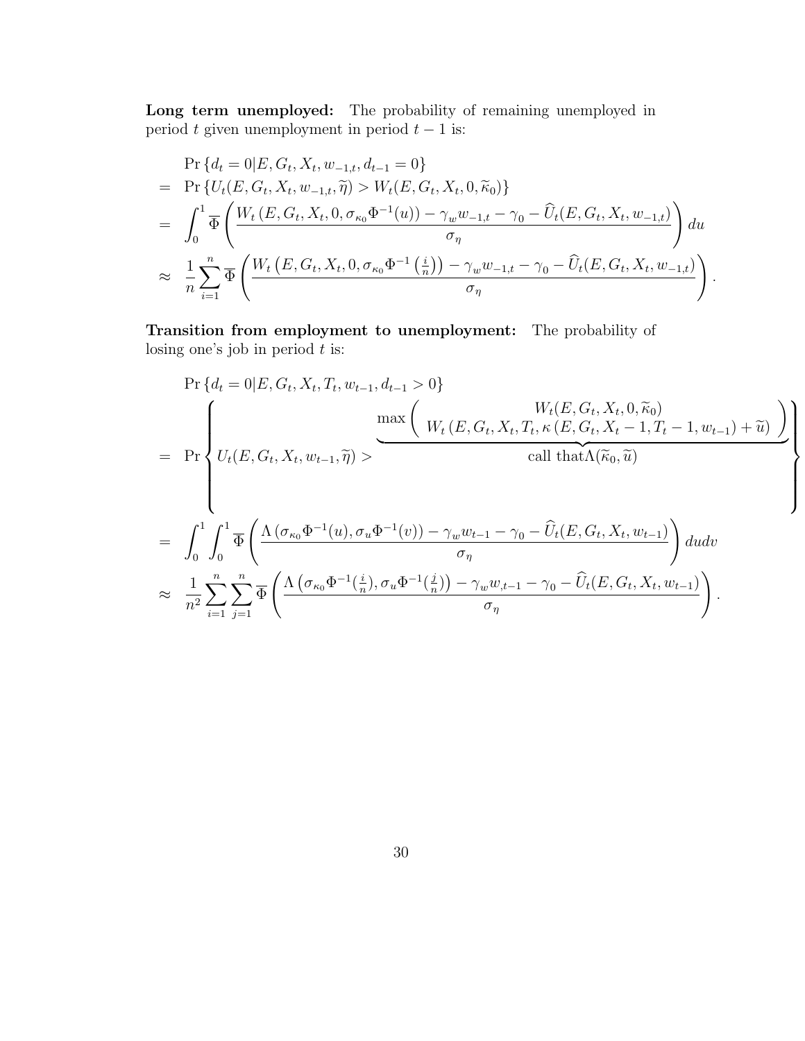**Long term unemployed:** The probability of remaining unemployed in period $t$ given unemployment in period $t-1$ is:

$$
\begin{aligned}
& \Pr\left\{d_t = 0 | E, G_t, X_t, w_{-1,t}, d_{t-1} = 0\right\} \\
= \;& \Pr\left\{U_t(E, G_t, X_t, w_{-1,t}, \widetilde{\eta}) > W_t(E, G_t, X_t, 0, \widetilde{\kappa}_0)\right\} \\
= \;& \int_0^1 \overline{\Phi}\left(\frac{W_t\left(E, G_t, X_t, 0, \sigma_{\kappa_0}\Phi^{-1}(u)\right) - \gamma_w w_{-1,t} - \gamma_0 - \widehat{U}_t(E, G_t, X_t, w_{-1,t})}{\sigma_\eta}\right) du \\
\approx \;& \frac{1}{n}\sum_{i=1}^{n} \overline{\Phi}\left(\frac{W_t\left(E, G_t, X_t, 0, \sigma_{\kappa_0}\Phi^{-1}\left(\frac{i}{n}\right)\right) - \gamma_w w_{-1,t} - \gamma_0 - \widehat{U}_t(E, G_t, X_t, w_{-1,t})}{\sigma_\eta}\right).
\end{aligned}
$$

**Transition from employment to unemployment:** The probability of losing one's job in period $t$ is:

$$
\begin{aligned}
& \Pr\left\{d_t = 0 | E, G_t, X_t, T_t, w_{t-1}, d_{t-1} > 0\right\} \\
= \;& \Pr\left\{ U_t(E, G_t, X_t, w_{t-1}, \widetilde{\eta}) > \underbrace{\max\begin{pmatrix} W_t(E, G_t, X_t, 0, \widetilde{\kappa}_0) \\ W_t\left(E, G_t, X_t, T_t, \kappa\left(E, G_t, X_t - 1, T_t - 1, w_{t-1}\right) + \widetilde{u}\right)\end{pmatrix}}_{\text{call that}\Lambda(\widetilde{\kappa}_0, \widetilde{u})} \right\} \\
= \;& \int_0^1 \int_0^1 \overline{\Phi}\left(\frac{\Lambda\left(\sigma_{\kappa_0}\Phi^{-1}(u), \sigma_u \Phi^{-1}(v)\right) - \gamma_w w_{t-1} - \gamma_0 - \widehat{U}_t(E, G_t, X_t, w_{t-1})}{\sigma_\eta}\right) du dv \\
\approx \;& \frac{1}{n^2}\sum_{i=1}^{n}\sum_{j=1}^{n} \overline{\Phi}\left(\frac{\Lambda\left(\sigma_{\kappa_0}\Phi^{-1}(\frac{i}{n}), \sigma_u \Phi^{-1}(\frac{j}{n})\right) - \gamma_w w_{,t-1} - \gamma_0 - \widehat{U}_t(E, G_t, X_t, w_{t-1})}{\sigma_\eta}\right).
\end{aligned}
$$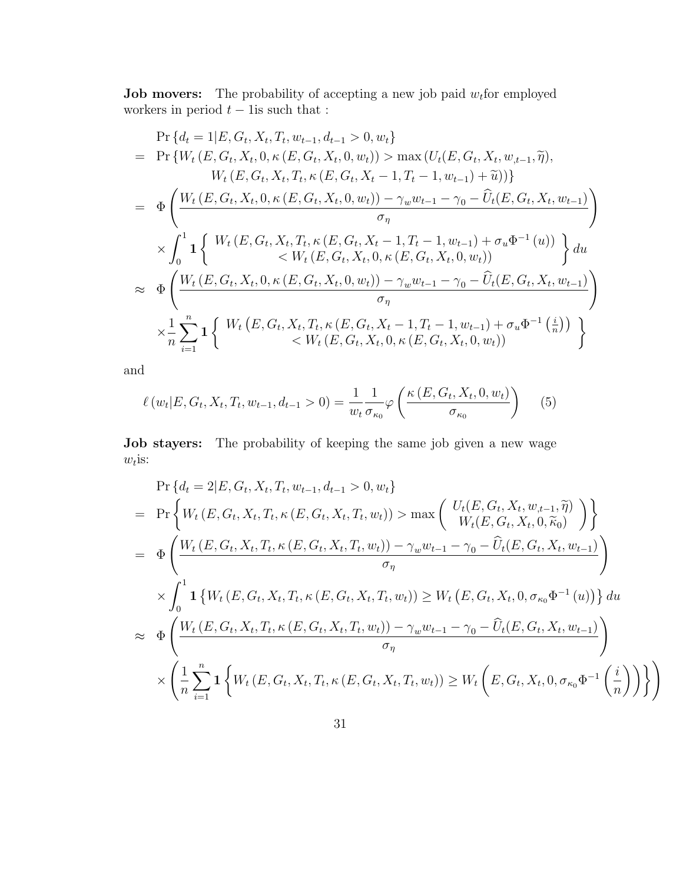**Job movers:** The probability of accepting a new job paid $w_t$for employed workers in period $t-1$is such that :

$$
\begin{aligned}
& \Pr\left\{d_t = 1 | E, G_t, X_t, T_t, w_{t-1}, d_{t-1} > 0, w_t\right\} \\
= \; & \Pr\left\{W_t\left(E, G_t, X_t, 0, \kappa\left(E, G_t, X_t, 0, w_t\right)\right) > \max\left(U_t(E, G_t, X_t, w_{,t-1}, \widetilde{\eta}),\right.\right. \\
& \qquad \left.\left. W_t\left(E, G_t, X_t, T_t, \kappa\left(E, G_t, X_t - 1, T_t - 1, w_{t-1}\right) + \widetilde{u}\right)\right)\right\} \\
= \; & \Phi\left(\frac{W_t\left(E, G_t, X_t, 0, \kappa\left(E, G_t, X_t, 0, w_t\right)\right) - \gamma_w w_{t-1} - \gamma_0 - \widehat{U}_t(E, G_t, X_t, w_{t-1})}{\sigma_\eta}\right) \\
& \times \int_0^1 \mathbf{1}\left\{ \begin{array}{c} W_t\left(E, G_t, X_t, T_t, \kappa\left(E, G_t, X_t - 1, T_t - 1, w_{t-1}\right) + \sigma_u \Phi^{-1}(u)\right) \\ < W_t\left(E, G_t, X_t, 0, \kappa\left(E, G_t, X_t, 0, w_t\right)\right) \end{array} \right\} du \\
\approx \; & \Phi\left(\frac{W_t\left(E, G_t, X_t, 0, \kappa\left(E, G_t, X_t, 0, w_t\right)\right) - \gamma_w w_{t-1} - \gamma_0 - \widehat{U}_t(E, G_t, X_t, w_{t-1})}{\sigma_\eta}\right) \\
& \times \frac{1}{n} \sum_{i=1}^{n} \mathbf{1}\left\{ \begin{array}{c} W_t\left(E, G_t, X_t, T_t, \kappa\left(E, G_t, X_t - 1, T_t - 1, w_{t-1}\right) + \sigma_u \Phi^{-1}\left(\frac{i}{n}\right)\right) \\ < W_t\left(E, G_t, X_t, 0, \kappa\left(E, G_t, X_t, 0, w_t\right)\right) \end{array} \right\}
\end{aligned}
$$

and

$$
\ell\left(w_t | E, G_t, X_t, T_t, w_{t-1}, d_{t-1} > 0\right) = \frac{1}{w_t} \frac{1}{\sigma_{\kappa_0}} \varphi\left(\frac{\kappa\left(E, G_t, X_t, 0, w_t\right)}{\sigma_{\kappa_0}}\right) \tag{5}
$$

**Job stayers:** The probability of keeping the same job given a new wage $w_t$is:

$$
\begin{aligned}
& \Pr\left\{d_t = 2 | E, G_t, X_t, T_t, w_{t-1}, d_{t-1} > 0, w_t\right\} \\
= \; & \Pr\left\{W_t\left(E, G_t, X_t, T_t, \kappa\left(E, G_t, X_t, T_t, w_t\right)\right) > \max\left( \begin{array}{c} U_t(E, G_t, X_t, w_{,t-1}, \widetilde{\eta}) \\ W_t(E, G_t, X_t, 0, \widetilde{\kappa}_0) \end{array} \right)\right\} \\
= \; & \Phi\left(\frac{W_t\left(E, G_t, X_t, T_t, \kappa\left(E, G_t, X_t, T_t, w_t\right)\right) - \gamma_w w_{t-1} - \gamma_0 - \widehat{U}_t(E, G_t, X_t, w_{t-1})}{\sigma_\eta}\right) \\
& \times \int_0^1 \mathbf{1}\left\{W_t\left(E, G_t, X_t, T_t, \kappa\left(E, G_t, X_t, T_t, w_t\right)\right) \geq W_t\left(E, G_t, X_t, 0, \sigma_{\kappa_0} \Phi^{-1}(u)\right)\right\} du \\
\approx \; & \Phi\left(\frac{W_t\left(E, G_t, X_t, T_t, \kappa\left(E, G_t, X_t, T_t, w_t\right)\right) - \gamma_w w_{t-1} - \gamma_0 - \widehat{U}_t(E, G_t, X_t, w_{t-1})}{\sigma_\eta}\right) \\
& \times \left(\frac{1}{n} \sum_{i=1}^{n} \mathbf{1}\left\{W_t\left(E, G_t, X_t, T_t, \kappa\left(E, G_t, X_t, T_t, w_t\right)\right) \geq W_t\left(E, G_t, X_t, 0, \sigma_{\kappa_0} \Phi^{-1}\left(\frac{i}{n}\right)\right)\right\}\right)
\end{aligned}
$$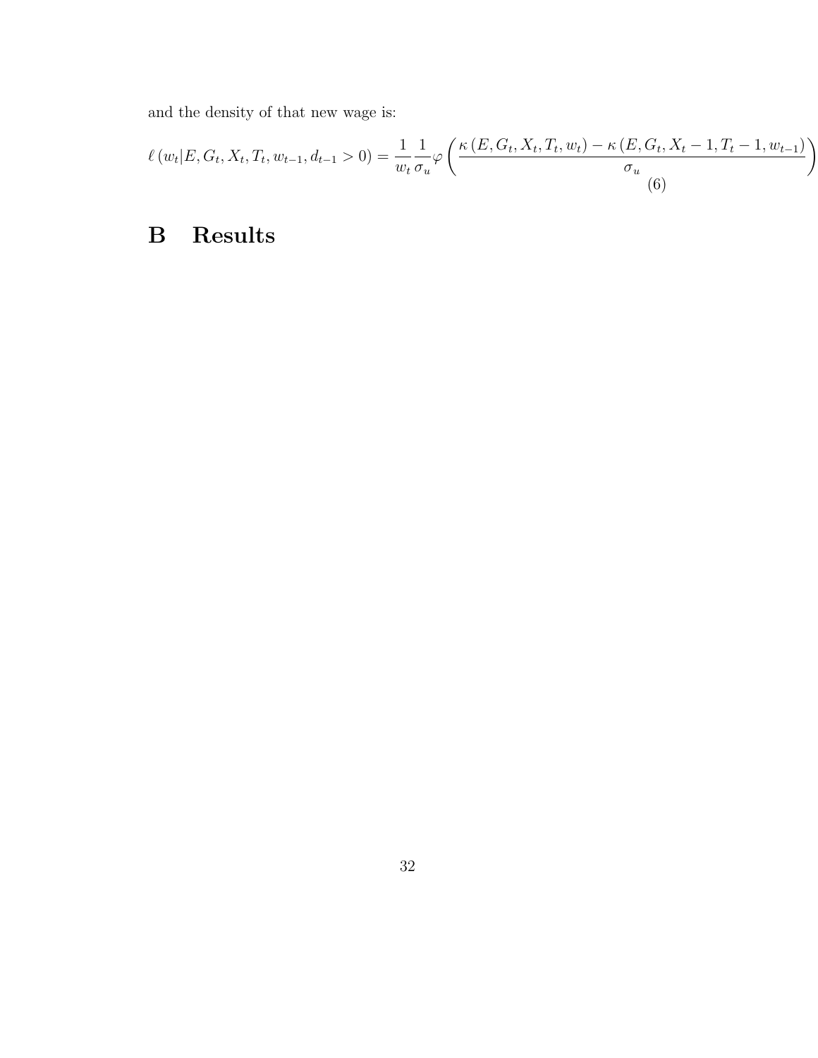and the density of that new wage is:

$$\ell\left(w_t | E, G_t, X_t, T_t, w_{t-1}, d_{t-1} > 0\right) = \frac{1}{w_t}\frac{1}{\sigma_u}\varphi\left(\frac{\kappa\left(E, G_t, X_t, T_t, w_t\right) - \kappa\left(E, G_t, X_t - 1, T_t - 1, w_{t-1}\right)}{\sigma_u}\right) \tag{6}$$

# B Results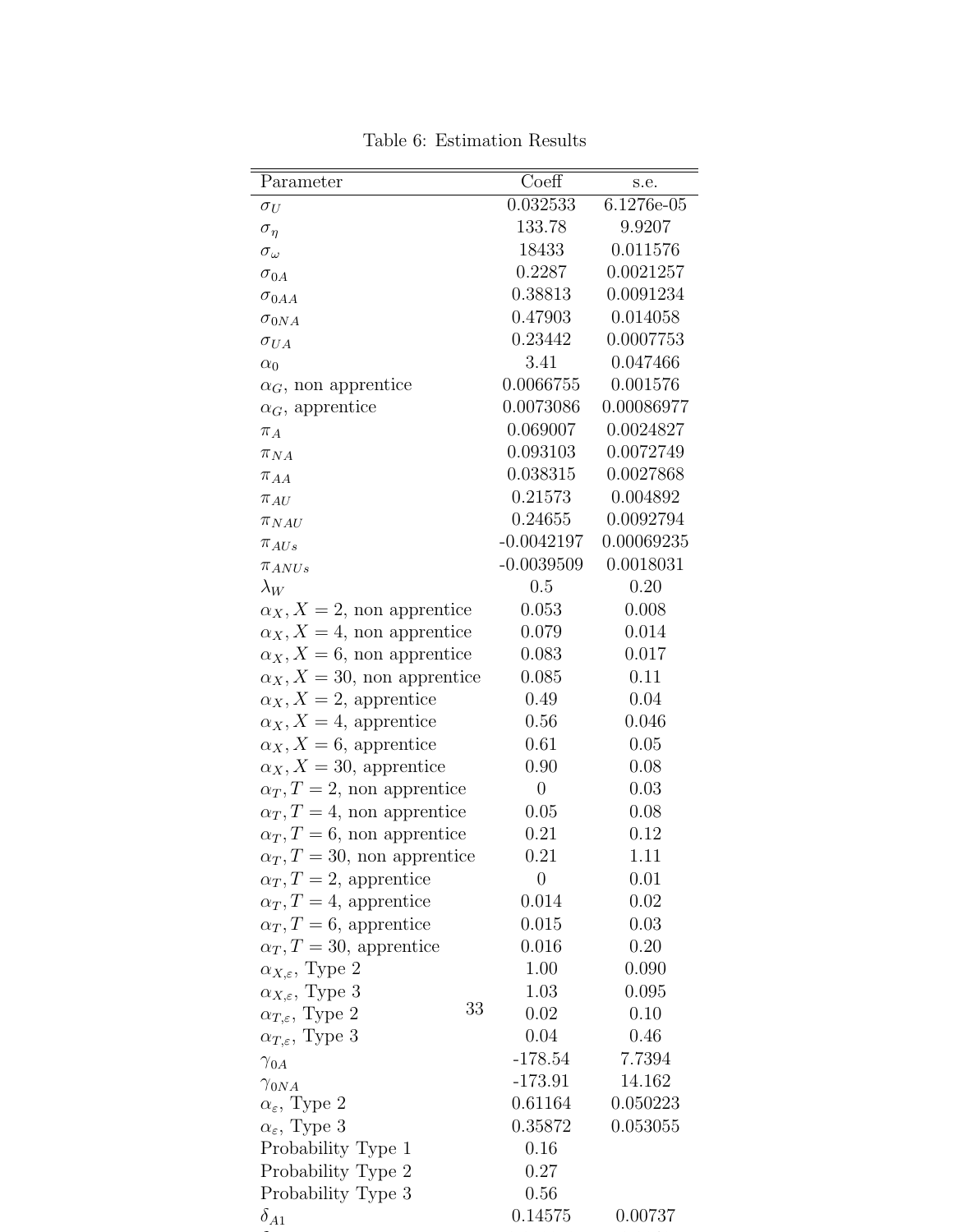Table 6: Estimation Results

| Parameter | Coeff | s.e. |
|---|---|---|
| $\sigma_U$ | 0.032533 | 6.1276e-05 |
| $\sigma_\eta$ | 133.78 | 9.9207 |
| $\sigma_\omega$ | 18433 | 0.011576 |
| $\sigma_{0A}$ | 0.2287 | 0.0021257 |
| $\sigma_{0AA}$ | 0.38813 | 0.0091234 |
| $\sigma_{0NA}$ | 0.47903 | 0.014058 |
| $\sigma_{UA}$ | 0.23442 | 0.0007753 |
| $\alpha_0$ | 3.41 | 0.047466 |
| $\alpha_G$, non apprentice | 0.0066755 | 0.001576 |
| $\alpha_G$, apprentice | 0.0073086 | 0.00086977 |
| $\pi_A$ | 0.069007 | 0.0024827 |
| $\pi_{NA}$ | 0.093103 | 0.0072749 |
| $\pi_{AA}$ | 0.038315 | 0.0027868 |
| $\pi_{AU}$ | 0.21573 | 0.004892 |
| $\pi_{NAU}$ | 0.24655 | 0.0092794 |
| $\pi_{AUs}$ | -0.0042197 | 0.00069235 |
| $\pi_{ANUs}$ | -0.0039509 | 0.0018031 |
| $\lambda_W$ | 0.5 | 0.20 |
| $\alpha_X, X = 2$, non apprentice | 0.053 | 0.008 |
| $\alpha_X, X = 4$, non apprentice | 0.079 | 0.014 |
| $\alpha_X, X = 6$, non apprentice | 0.083 | 0.017 |
| $\alpha_X, X = 30$, non apprentice | 0.085 | 0.11 |
| $\alpha_X, X = 2$, apprentice | 0.49 | 0.04 |
| $\alpha_X, X = 4$, apprentice | 0.56 | 0.046 |
| $\alpha_X, X = 6$, apprentice | 0.61 | 0.05 |
| $\alpha_X, X = 30$, apprentice | 0.90 | 0.08 |
| $\alpha_T, T = 2$, non apprentice | 0 | 0.03 |
| $\alpha_T, T = 4$, non apprentice | 0.05 | 0.08 |
| $\alpha_T, T = 6$, non apprentice | 0.21 | 0.12 |
| $\alpha_T, T = 30$, non apprentice | 0.21 | 1.11 |
| $\alpha_T, T = 2$, apprentice | 0 | 0.01 |
| $\alpha_T, T = 4$, apprentice | 0.014 | 0.02 |
| $\alpha_T, T = 6$, apprentice | 0.015 | 0.03 |
| $\alpha_T, T = 30$, apprentice | 0.016 | 0.20 |
| $\alpha_{X,\varepsilon}$, Type 2 | 1.00 | 0.090 |
| $\alpha_{X,\varepsilon}$, Type 3 | 1.03 | 0.095 |
| $\alpha_{T,\varepsilon}$, Type 2 | 0.02 | 0.10 |
| $\alpha_{T,\varepsilon}$, Type 3 | 0.04 | 0.46 |
| $\gamma_{0A}$ | -178.54 | 7.7394 |
| $\gamma_{0NA}$ | -173.91 | 14.162 |
| $\alpha_\varepsilon$, Type 2 | 0.61164 | 0.050223 |
| $\alpha_\varepsilon$, Type 3 | 0.35872 | 0.053055 |
| Probability Type 1 | 0.16 | |
| Probability Type 2 | 0.27 | |
| Probability Type 3 | 0.56 | |
| $\delta_{A1}$ | 0.14575 | 0.00737 |